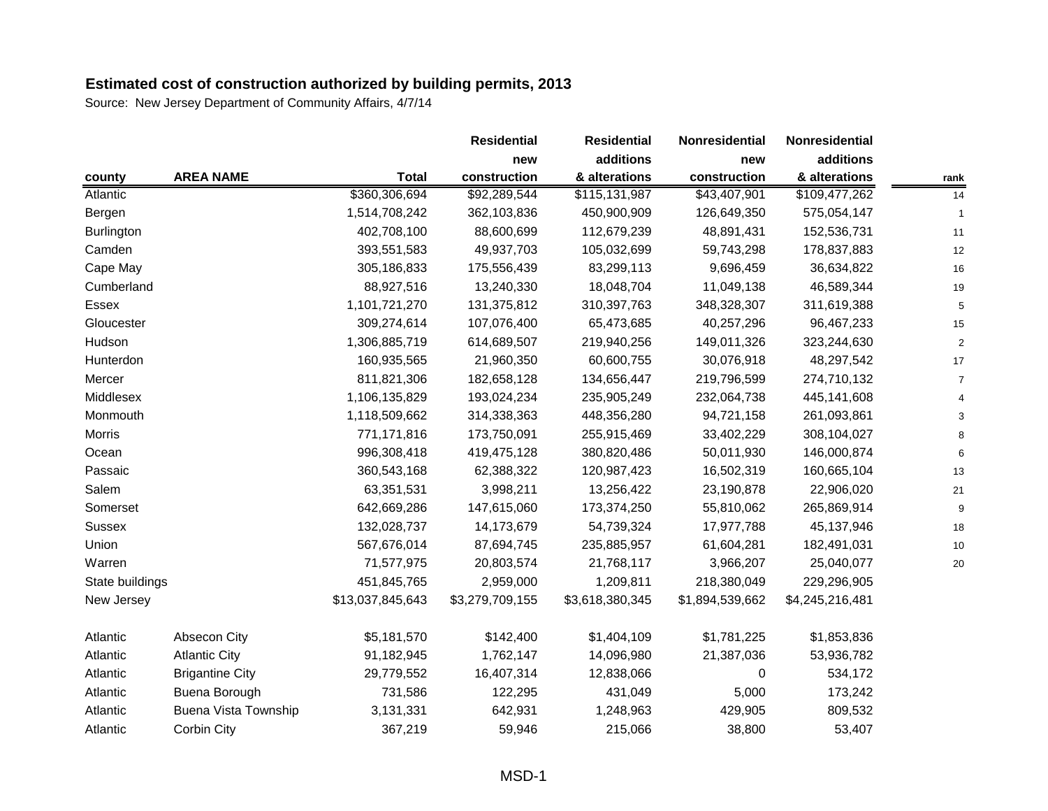## Estimated cost of construction authorized by building permits, 2013

Source: New Jersey Department of Community Affairs, 4/7/14

| county | AREA NAME | Total | Residential new construction | Residential additions & alterations | Nonresidential new construction | Nonresidential additions & alterations | rank |
|---|---|---|---|---|---|---|---|
| Atlantic | | $360,306,694 | $92,289,544 | $115,131,987 | $43,407,901 | $109,477,262 | 14 |
| Bergen | | 1,514,708,242 | 362,103,836 | 450,900,909 | 126,649,350 | 575,054,147 | 1 |
| Burlington | | 402,708,100 | 88,600,699 | 112,679,239 | 48,891,431 | 152,536,731 | 11 |
| Camden | | 393,551,583 | 49,937,703 | 105,032,699 | 59,743,298 | 178,837,883 | 12 |
| Cape May | | 305,186,833 | 175,556,439 | 83,299,113 | 9,696,459 | 36,634,822 | 16 |
| Cumberland | | 88,927,516 | 13,240,330 | 18,048,704 | 11,049,138 | 46,589,344 | 19 |
| Essex | | 1,101,721,270 | 131,375,812 | 310,397,763 | 348,328,307 | 311,619,388 | 5 |
| Gloucester | | 309,274,614 | 107,076,400 | 65,473,685 | 40,257,296 | 96,467,233 | 15 |
| Hudson | | 1,306,885,719 | 614,689,507 | 219,940,256 | 149,011,326 | 323,244,630 | 2 |
| Hunterdon | | 160,935,565 | 21,960,350 | 60,600,755 | 30,076,918 | 48,297,542 | 17 |
| Mercer | | 811,821,306 | 182,658,128 | 134,656,447 | 219,796,599 | 274,710,132 | 7 |
| Middlesex | | 1,106,135,829 | 193,024,234 | 235,905,249 | 232,064,738 | 445,141,608 | 4 |
| Monmouth | | 1,118,509,662 | 314,338,363 | 448,356,280 | 94,721,158 | 261,093,861 | 3 |
| Morris | | 771,171,816 | 173,750,091 | 255,915,469 | 33,402,229 | 308,104,027 | 8 |
| Ocean | | 996,308,418 | 419,475,128 | 380,820,486 | 50,011,930 | 146,000,874 | 6 |
| Passaic | | 360,543,168 | 62,388,322 | 120,987,423 | 16,502,319 | 160,665,104 | 13 |
| Salem | | 63,351,531 | 3,998,211 | 13,256,422 | 23,190,878 | 22,906,020 | 21 |
| Somerset | | 642,669,286 | 147,615,060 | 173,374,250 | 55,810,062 | 265,869,914 | 9 |
| Sussex | | 132,028,737 | 14,173,679 | 54,739,324 | 17,977,788 | 45,137,946 | 18 |
| Union | | 567,676,014 | 87,694,745 | 235,885,957 | 61,604,281 | 182,491,031 | 10 |
| Warren | | 71,577,975 | 20,803,574 | 21,768,117 | 3,966,207 | 25,040,077 | 20 |
| State buildings | | 451,845,765 | 2,959,000 | 1,209,811 | 218,380,049 | 229,296,905 | |
| New Jersey | | $13,037,845,643 | $3,279,709,155 | $3,618,380,345 | $1,894,539,662 | $4,245,216,481 | |
| | | | | | | | |
| Atlantic | Absecon City | $5,181,570 | $142,400 | $1,404,109 | $1,781,225 | $1,853,836 | |
| Atlantic | Atlantic City | 91,182,945 | 1,762,147 | 14,096,980 | 21,387,036 | 53,936,782 | |
| Atlantic | Brigantine City | 29,779,552 | 16,407,314 | 12,838,066 | 0 | 534,172 | |
| Atlantic | Buena Borough | 731,586 | 122,295 | 431,049 | 5,000 | 173,242 | |
| Atlantic | Buena Vista Township | 3,131,331 | 642,931 | 1,248,963 | 429,905 | 809,532 | |
| Atlantic | Corbin City | 367,219 | 59,946 | 215,066 | 38,800 | 53,407 | |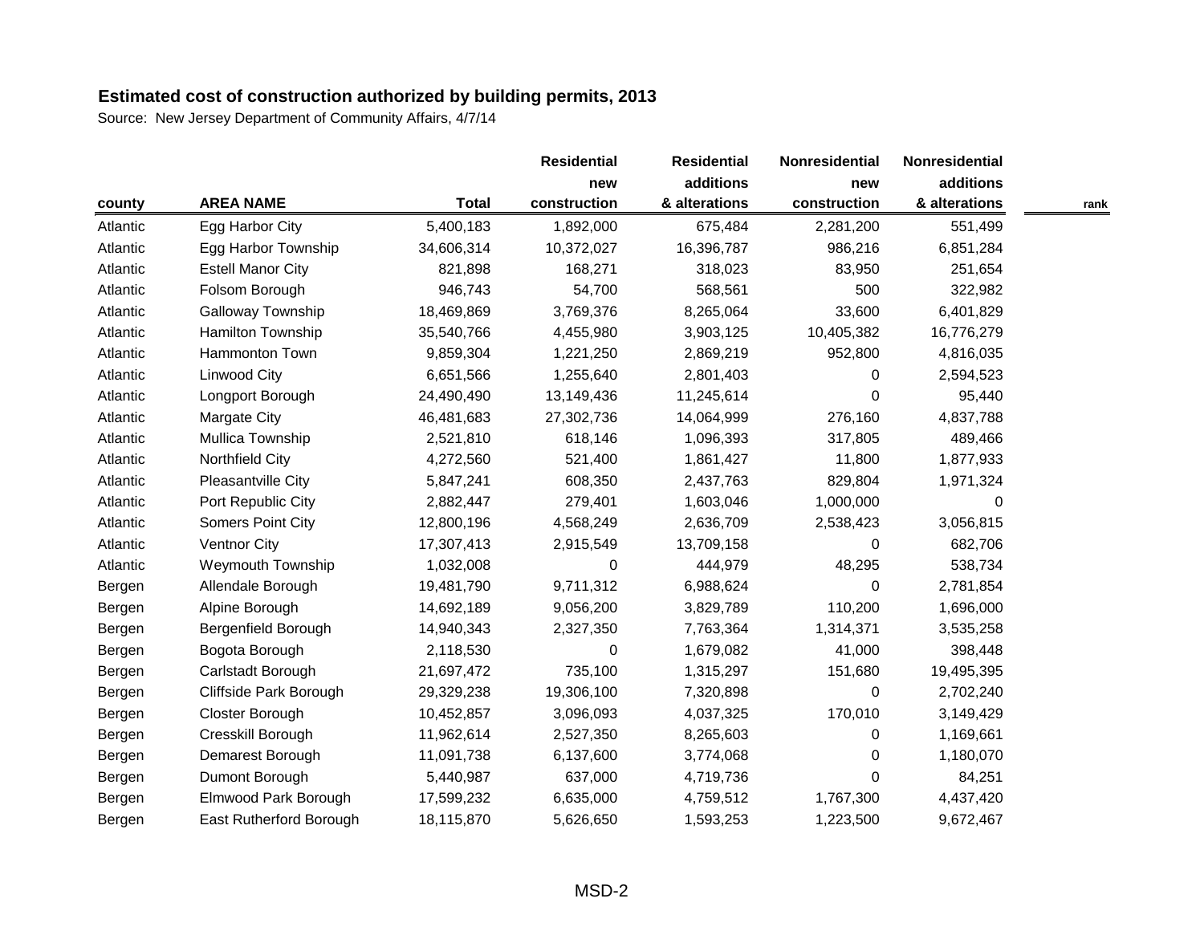## Estimated cost of construction authorized by building permits, 2013

Source: New Jersey Department of Community Affairs, 4/7/14

| county | AREA NAME | Total | Residential new construction | Residential additions & alterations | Nonresidential new construction | Nonresidential additions & alterations | rank |
|---|---|---|---|---|---|---|---|
| Atlantic | Egg Harbor City | 5,400,183 | 1,892,000 | 675,484 | 2,281,200 | 551,499 | |
| Atlantic | Egg Harbor Township | 34,606,314 | 10,372,027 | 16,396,787 | 986,216 | 6,851,284 | |
| Atlantic | Estell Manor City | 821,898 | 168,271 | 318,023 | 83,950 | 251,654 | |
| Atlantic | Folsom Borough | 946,743 | 54,700 | 568,561 | 500 | 322,982 | |
| Atlantic | Galloway Township | 18,469,869 | 3,769,376 | 8,265,064 | 33,600 | 6,401,829 | |
| Atlantic | Hamilton Township | 35,540,766 | 4,455,980 | 3,903,125 | 10,405,382 | 16,776,279 | |
| Atlantic | Hammonton Town | 9,859,304 | 1,221,250 | 2,869,219 | 952,800 | 4,816,035 | |
| Atlantic | Linwood City | 6,651,566 | 1,255,640 | 2,801,403 | 0 | 2,594,523 | |
| Atlantic | Longport Borough | 24,490,490 | 13,149,436 | 11,245,614 | 0 | 95,440 | |
| Atlantic | Margate City | 46,481,683 | 27,302,736 | 14,064,999 | 276,160 | 4,837,788 | |
| Atlantic | Mullica Township | 2,521,810 | 618,146 | 1,096,393 | 317,805 | 489,466 | |
| Atlantic | Northfield City | 4,272,560 | 521,400 | 1,861,427 | 11,800 | 1,877,933 | |
| Atlantic | Pleasantville City | 5,847,241 | 608,350 | 2,437,763 | 829,804 | 1,971,324 | |
| Atlantic | Port Republic City | 2,882,447 | 279,401 | 1,603,046 | 1,000,000 | 0 | |
| Atlantic | Somers Point City | 12,800,196 | 4,568,249 | 2,636,709 | 2,538,423 | 3,056,815 | |
| Atlantic | Ventnor City | 17,307,413 | 2,915,549 | 13,709,158 | 0 | 682,706 | |
| Atlantic | Weymouth Township | 1,032,008 | 0 | 444,979 | 48,295 | 538,734 | |
| Bergen | Allendale Borough | 19,481,790 | 9,711,312 | 6,988,624 | 0 | 2,781,854 | |
| Bergen | Alpine Borough | 14,692,189 | 9,056,200 | 3,829,789 | 110,200 | 1,696,000 | |
| Bergen | Bergenfield Borough | 14,940,343 | 2,327,350 | 7,763,364 | 1,314,371 | 3,535,258 | |
| Bergen | Bogota Borough | 2,118,530 | 0 | 1,679,082 | 41,000 | 398,448 | |
| Bergen | Carlstadt Borough | 21,697,472 | 735,100 | 1,315,297 | 151,680 | 19,495,395 | |
| Bergen | Cliffside Park Borough | 29,329,238 | 19,306,100 | 7,320,898 | 0 | 2,702,240 | |
| Bergen | Closter Borough | 10,452,857 | 3,096,093 | 4,037,325 | 170,010 | 3,149,429 | |
| Bergen | Cresskill Borough | 11,962,614 | 2,527,350 | 8,265,603 | 0 | 1,169,661 | |
| Bergen | Demarest Borough | 11,091,738 | 6,137,600 | 3,774,068 | 0 | 1,180,070 | |
| Bergen | Dumont Borough | 5,440,987 | 637,000 | 4,719,736 | 0 | 84,251 | |
| Bergen | Elmwood Park Borough | 17,599,232 | 6,635,000 | 4,759,512 | 1,767,300 | 4,437,420 | |
| Bergen | East Rutherford Borough | 18,115,870 | 5,626,650 | 1,593,253 | 1,223,500 | 9,672,467 | |

MSD-2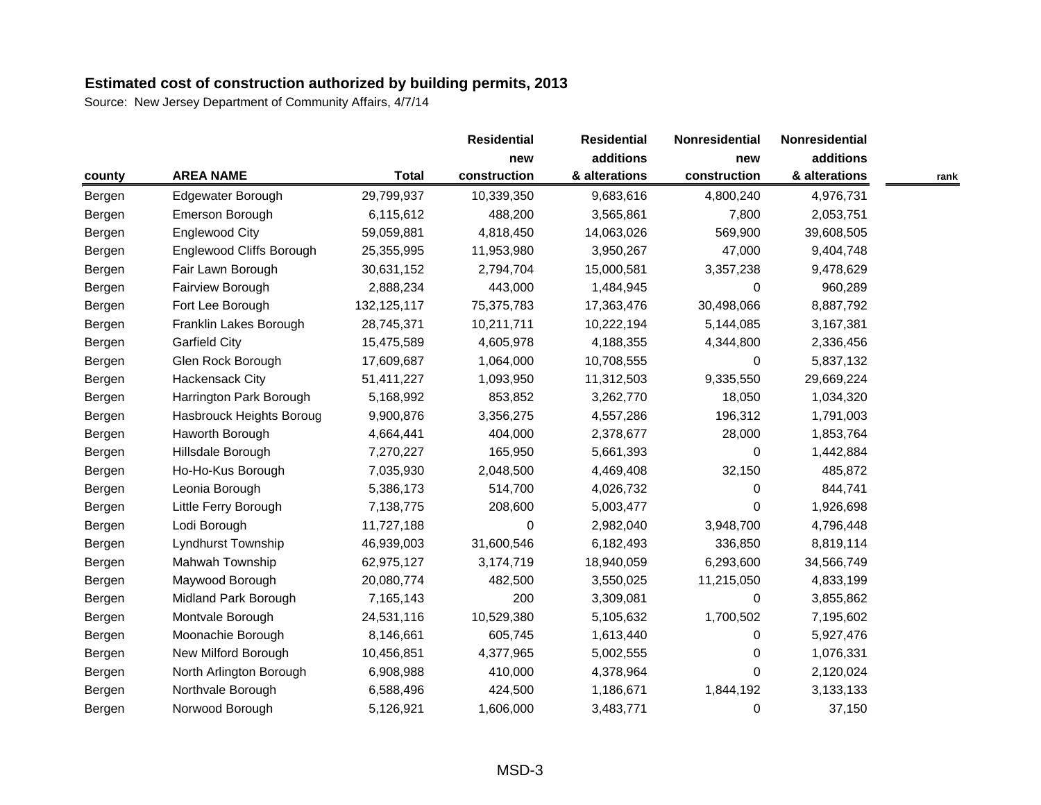**Estimated cost of construction authorized by building permits, 2013**

Source: New Jersey Department of Community Affairs, 4/7/14

| county | AREA NAME | Total | Residential new construction | Residential additions & alterations | Nonresidential new construction | Nonresidential additions & alterations | rank |
|---|---|---|---|---|---|---|---|
| Bergen | Edgewater Borough | 29,799,937 | 10,339,350 | 9,683,616 | 4,800,240 | 4,976,731 | |
| Bergen | Emerson Borough | 6,115,612 | 488,200 | 3,565,861 | 7,800 | 2,053,751 | |
| Bergen | Englewood City | 59,059,881 | 4,818,450 | 14,063,026 | 569,900 | 39,608,505 | |
| Bergen | Englewood Cliffs Borough | 25,355,995 | 11,953,980 | 3,950,267 | 47,000 | 9,404,748 | |
| Bergen | Fair Lawn Borough | 30,631,152 | 2,794,704 | 15,000,581 | 3,357,238 | 9,478,629 | |
| Bergen | Fairview Borough | 2,888,234 | 443,000 | 1,484,945 | 0 | 960,289 | |
| Bergen | Fort Lee Borough | 132,125,117 | 75,375,783 | 17,363,476 | 30,498,066 | 8,887,792 | |
| Bergen | Franklin Lakes Borough | 28,745,371 | 10,211,711 | 10,222,194 | 5,144,085 | 3,167,381 | |
| Bergen | Garfield City | 15,475,589 | 4,605,978 | 4,188,355 | 4,344,800 | 2,336,456 | |
| Bergen | Glen Rock Borough | 17,609,687 | 1,064,000 | 10,708,555 | 0 | 5,837,132 | |
| Bergen | Hackensack City | 51,411,227 | 1,093,950 | 11,312,503 | 9,335,550 | 29,669,224 | |
| Bergen | Harrington Park Borough | 5,168,992 | 853,852 | 3,262,770 | 18,050 | 1,034,320 | |
| Bergen | Hasbrouck Heights Boroug | 9,900,876 | 3,356,275 | 4,557,286 | 196,312 | 1,791,003 | |
| Bergen | Haworth Borough | 4,664,441 | 404,000 | 2,378,677 | 28,000 | 1,853,764 | |
| Bergen | Hillsdale Borough | 7,270,227 | 165,950 | 5,661,393 | 0 | 1,442,884 | |
| Bergen | Ho-Ho-Kus Borough | 7,035,930 | 2,048,500 | 4,469,408 | 32,150 | 485,872 | |
| Bergen | Leonia Borough | 5,386,173 | 514,700 | 4,026,732 | 0 | 844,741 | |
| Bergen | Little Ferry Borough | 7,138,775 | 208,600 | 5,003,477 | 0 | 1,926,698 | |
| Bergen | Lodi Borough | 11,727,188 | 0 | 2,982,040 | 3,948,700 | 4,796,448 | |
| Bergen | Lyndhurst Township | 46,939,003 | 31,600,546 | 6,182,493 | 336,850 | 8,819,114 | |
| Bergen | Mahwah Township | 62,975,127 | 3,174,719 | 18,940,059 | 6,293,600 | 34,566,749 | |
| Bergen | Maywood Borough | 20,080,774 | 482,500 | 3,550,025 | 11,215,050 | 4,833,199 | |
| Bergen | Midland Park Borough | 7,165,143 | 200 | 3,309,081 | 0 | 3,855,862 | |
| Bergen | Montvale Borough | 24,531,116 | 10,529,380 | 5,105,632 | 1,700,502 | 7,195,602 | |
| Bergen | Moonachie Borough | 8,146,661 | 605,745 | 1,613,440 | 0 | 5,927,476 | |
| Bergen | New Milford Borough | 10,456,851 | 4,377,965 | 5,002,555 | 0 | 1,076,331 | |
| Bergen | North Arlington Borough | 6,908,988 | 410,000 | 4,378,964 | 0 | 2,120,024 | |
| Bergen | Northvale Borough | 6,588,496 | 424,500 | 1,186,671 | 1,844,192 | 3,133,133 | |
| Bergen | Norwood Borough | 5,126,921 | 1,606,000 | 3,483,771 | 0 | 37,150 | |

MSD-3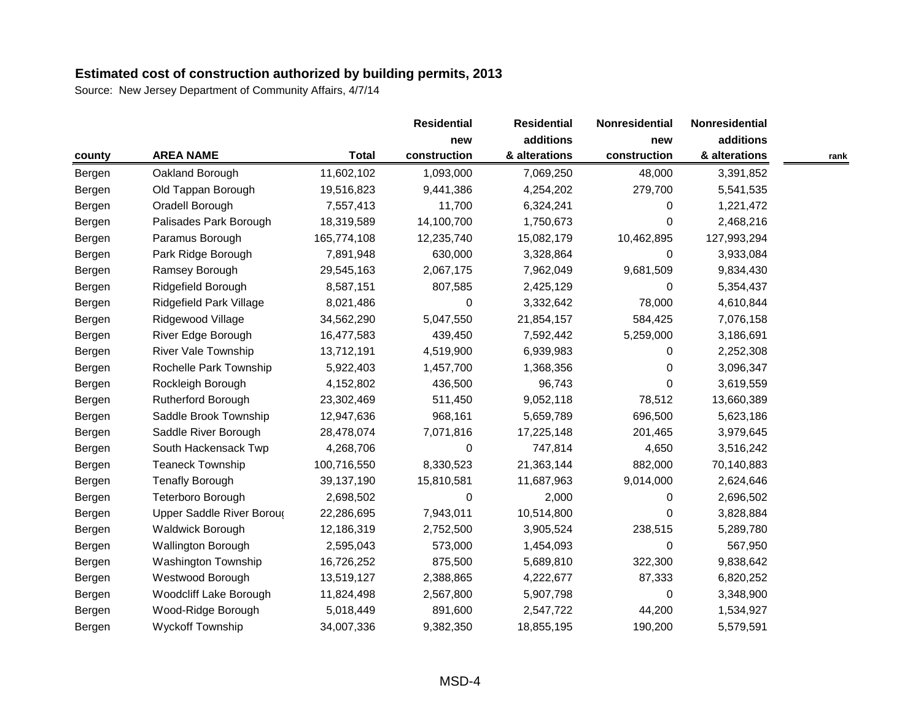**Estimated cost of construction authorized by building permits, 2013**

Source: New Jersey Department of Community Affairs, 4/7/14

| county | AREA NAME | Total | Residential new construction | Residential additions & alterations | Nonresidential new construction | Nonresidential additions & alterations | rank |
|---|---|---|---|---|---|---|---|
| Bergen | Oakland Borough | 11,602,102 | 1,093,000 | 7,069,250 | 48,000 | 3,391,852 | |
| Bergen | Old Tappan Borough | 19,516,823 | 9,441,386 | 4,254,202 | 279,700 | 5,541,535 | |
| Bergen | Oradell Borough | 7,557,413 | 11,700 | 6,324,241 | 0 | 1,221,472 | |
| Bergen | Palisades Park Borough | 18,319,589 | 14,100,700 | 1,750,673 | 0 | 2,468,216 | |
| Bergen | Paramus Borough | 165,774,108 | 12,235,740 | 15,082,179 | 10,462,895 | 127,993,294 | |
| Bergen | Park Ridge Borough | 7,891,948 | 630,000 | 3,328,864 | 0 | 3,933,084 | |
| Bergen | Ramsey Borough | 29,545,163 | 2,067,175 | 7,962,049 | 9,681,509 | 9,834,430 | |
| Bergen | Ridgefield Borough | 8,587,151 | 807,585 | 2,425,129 | 0 | 5,354,437 | |
| Bergen | Ridgefield Park Village | 8,021,486 | 0 | 3,332,642 | 78,000 | 4,610,844 | |
| Bergen | Ridgewood Village | 34,562,290 | 5,047,550 | 21,854,157 | 584,425 | 7,076,158 | |
| Bergen | River Edge Borough | 16,477,583 | 439,450 | 7,592,442 | 5,259,000 | 3,186,691 | |
| Bergen | River Vale Township | 13,712,191 | 4,519,900 | 6,939,983 | 0 | 2,252,308 | |
| Bergen | Rochelle Park Township | 5,922,403 | 1,457,700 | 1,368,356 | 0 | 3,096,347 | |
| Bergen | Rockleigh Borough | 4,152,802 | 436,500 | 96,743 | 0 | 3,619,559 | |
| Bergen | Rutherford Borough | 23,302,469 | 511,450 | 9,052,118 | 78,512 | 13,660,389 | |
| Bergen | Saddle Brook Township | 12,947,636 | 968,161 | 5,659,789 | 696,500 | 5,623,186 | |
| Bergen | Saddle River Borough | 28,478,074 | 7,071,816 | 17,225,148 | 201,465 | 3,979,645 | |
| Bergen | South Hackensack Twp | 4,268,706 | 0 | 747,814 | 4,650 | 3,516,242 | |
| Bergen | Teaneck Township | 100,716,550 | 8,330,523 | 21,363,144 | 882,000 | 70,140,883 | |
| Bergen | Tenafly Borough | 39,137,190 | 15,810,581 | 11,687,963 | 9,014,000 | 2,624,646 | |
| Bergen | Teterboro Borough | 2,698,502 | 0 | 2,000 | 0 | 2,696,502 | |
| Bergen | Upper Saddle River Boroug | 22,286,695 | 7,943,011 | 10,514,800 | 0 | 3,828,884 | |
| Bergen | Waldwick Borough | 12,186,319 | 2,752,500 | 3,905,524 | 238,515 | 5,289,780 | |
| Bergen | Wallington Borough | 2,595,043 | 573,000 | 1,454,093 | 0 | 567,950 | |
| Bergen | Washington Township | 16,726,252 | 875,500 | 5,689,810 | 322,300 | 9,838,642 | |
| Bergen | Westwood Borough | 13,519,127 | 2,388,865 | 4,222,677 | 87,333 | 6,820,252 | |
| Bergen | Woodcliff Lake Borough | 11,824,498 | 2,567,800 | 5,907,798 | 0 | 3,348,900 | |
| Bergen | Wood-Ridge Borough | 5,018,449 | 891,600 | 2,547,722 | 44,200 | 1,534,927 | |
| Bergen | Wyckoff Township | 34,007,336 | 9,382,350 | 18,855,195 | 190,200 | 5,579,591 | |

MSD-4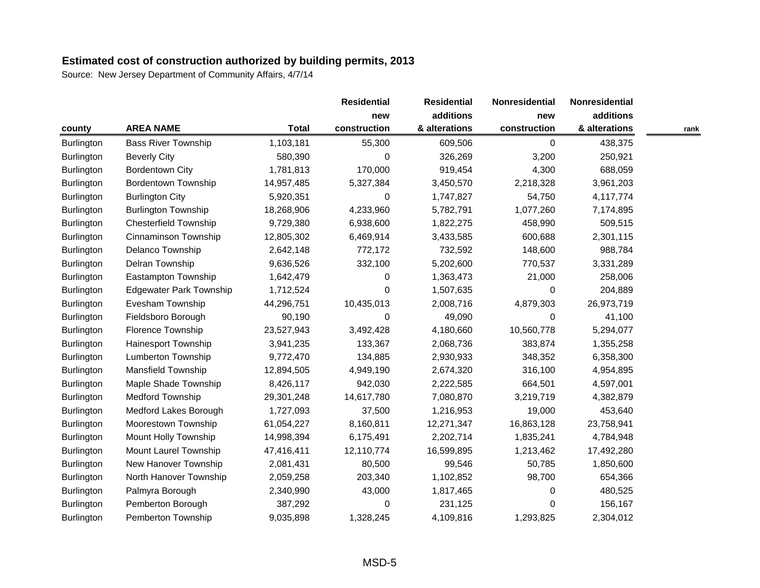**Estimated cost of construction authorized by building permits, 2013**

Source: New Jersey Department of Community Affairs, 4/7/14

| county | AREA NAME | Total | Residential new construction | Residential additions & alterations | Nonresidential new construction | Nonresidential additions & alterations | rank |
|---|---|---|---|---|---|---|---|
| Burlington | Bass River Township | 1,103,181 | 55,300 | 609,506 | 0 | 438,375 | |
| Burlington | Beverly City | 580,390 | 0 | 326,269 | 3,200 | 250,921 | |
| Burlington | Bordentown City | 1,781,813 | 170,000 | 919,454 | 4,300 | 688,059 | |
| Burlington | Bordentown Township | 14,957,485 | 5,327,384 | 3,450,570 | 2,218,328 | 3,961,203 | |
| Burlington | Burlington City | 5,920,351 | 0 | 1,747,827 | 54,750 | 4,117,774 | |
| Burlington | Burlington Township | 18,268,906 | 4,233,960 | 5,782,791 | 1,077,260 | 7,174,895 | |
| Burlington | Chesterfield Township | 9,729,380 | 6,938,600 | 1,822,275 | 458,990 | 509,515 | |
| Burlington | Cinnaminson Township | 12,805,302 | 6,469,914 | 3,433,585 | 600,688 | 2,301,115 | |
| Burlington | Delanco Township | 2,642,148 | 772,172 | 732,592 | 148,600 | 988,784 | |
| Burlington | Delran Township | 9,636,526 | 332,100 | 5,202,600 | 770,537 | 3,331,289 | |
| Burlington | Eastampton Township | 1,642,479 | 0 | 1,363,473 | 21,000 | 258,006 | |
| Burlington | Edgewater Park Township | 1,712,524 | 0 | 1,507,635 | 0 | 204,889 | |
| Burlington | Evesham Township | 44,296,751 | 10,435,013 | 2,008,716 | 4,879,303 | 26,973,719 | |
| Burlington | Fieldsboro Borough | 90,190 | 0 | 49,090 | 0 | 41,100 | |
| Burlington | Florence Township | 23,527,943 | 3,492,428 | 4,180,660 | 10,560,778 | 5,294,077 | |
| Burlington | Hainesport Township | 3,941,235 | 133,367 | 2,068,736 | 383,874 | 1,355,258 | |
| Burlington | Lumberton Township | 9,772,470 | 134,885 | 2,930,933 | 348,352 | 6,358,300 | |
| Burlington | Mansfield Township | 12,894,505 | 4,949,190 | 2,674,320 | 316,100 | 4,954,895 | |
| Burlington | Maple Shade Township | 8,426,117 | 942,030 | 2,222,585 | 664,501 | 4,597,001 | |
| Burlington | Medford Township | 29,301,248 | 14,617,780 | 7,080,870 | 3,219,719 | 4,382,879 | |
| Burlington | Medford Lakes Borough | 1,727,093 | 37,500 | 1,216,953 | 19,000 | 453,640 | |
| Burlington | Moorestown Township | 61,054,227 | 8,160,811 | 12,271,347 | 16,863,128 | 23,758,941 | |
| Burlington | Mount Holly Township | 14,998,394 | 6,175,491 | 2,202,714 | 1,835,241 | 4,784,948 | |
| Burlington | Mount Laurel Township | 47,416,411 | 12,110,774 | 16,599,895 | 1,213,462 | 17,492,280 | |
| Burlington | New Hanover Township | 2,081,431 | 80,500 | 99,546 | 50,785 | 1,850,600 | |
| Burlington | North Hanover Township | 2,059,258 | 203,340 | 1,102,852 | 98,700 | 654,366 | |
| Burlington | Palmyra Borough | 2,340,990 | 43,000 | 1,817,465 | 0 | 480,525 | |
| Burlington | Pemberton Borough | 387,292 | 0 | 231,125 | 0 | 156,167 | |
| Burlington | Pemberton Township | 9,035,898 | 1,328,245 | 4,109,816 | 1,293,825 | 2,304,012 | |

MSD-5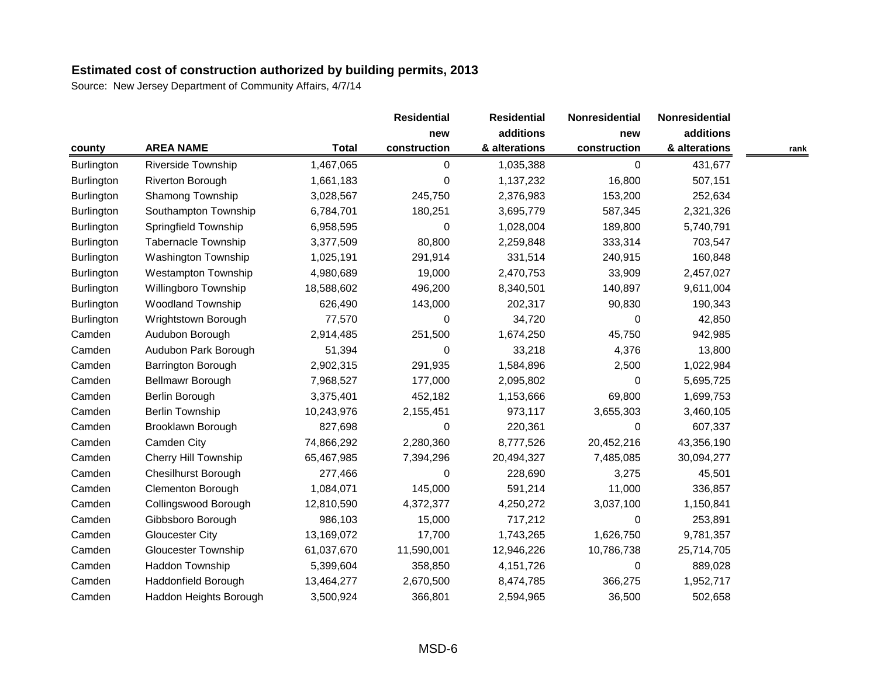**Estimated cost of construction authorized by building permits, 2013**

Source: New Jersey Department of Community Affairs, 4/7/14

| county | AREA NAME | Total | Residential new construction | Residential additions & alterations | Nonresidential new construction | Nonresidential additions & alterations | rank |
|---|---|---|---|---|---|---|---|
| Burlington | Riverside Township | 1,467,065 | 0 | 1,035,388 | 0 | 431,677 | |
| Burlington | Riverton Borough | 1,661,183 | 0 | 1,137,232 | 16,800 | 507,151 | |
| Burlington | Shamong Township | 3,028,567 | 245,750 | 2,376,983 | 153,200 | 252,634 | |
| Burlington | Southampton Township | 6,784,701 | 180,251 | 3,695,779 | 587,345 | 2,321,326 | |
| Burlington | Springfield Township | 6,958,595 | 0 | 1,028,004 | 189,800 | 5,740,791 | |
| Burlington | Tabernacle Township | 3,377,509 | 80,800 | 2,259,848 | 333,314 | 703,547 | |
| Burlington | Washington Township | 1,025,191 | 291,914 | 331,514 | 240,915 | 160,848 | |
| Burlington | Westampton Township | 4,980,689 | 19,000 | 2,470,753 | 33,909 | 2,457,027 | |
| Burlington | Willingboro Township | 18,588,602 | 496,200 | 8,340,501 | 140,897 | 9,611,004 | |
| Burlington | Woodland Township | 626,490 | 143,000 | 202,317 | 90,830 | 190,343 | |
| Burlington | Wrightstown Borough | 77,570 | 0 | 34,720 | 0 | 42,850 | |
| Camden | Audubon Borough | 2,914,485 | 251,500 | 1,674,250 | 45,750 | 942,985 | |
| Camden | Audubon Park Borough | 51,394 | 0 | 33,218 | 4,376 | 13,800 | |
| Camden | Barrington Borough | 2,902,315 | 291,935 | 1,584,896 | 2,500 | 1,022,984 | |
| Camden | Bellmawr Borough | 7,968,527 | 177,000 | 2,095,802 | 0 | 5,695,725 | |
| Camden | Berlin Borough | 3,375,401 | 452,182 | 1,153,666 | 69,800 | 1,699,753 | |
| Camden | Berlin Township | 10,243,976 | 2,155,451 | 973,117 | 3,655,303 | 3,460,105 | |
| Camden | Brooklawn Borough | 827,698 | 0 | 220,361 | 0 | 607,337 | |
| Camden | Camden City | 74,866,292 | 2,280,360 | 8,777,526 | 20,452,216 | 43,356,190 | |
| Camden | Cherry Hill Township | 65,467,985 | 7,394,296 | 20,494,327 | 7,485,085 | 30,094,277 | |
| Camden | Chesilhurst Borough | 277,466 | 0 | 228,690 | 3,275 | 45,501 | |
| Camden | Clementon Borough | 1,084,071 | 145,000 | 591,214 | 11,000 | 336,857 | |
| Camden | Collingswood Borough | 12,810,590 | 4,372,377 | 4,250,272 | 3,037,100 | 1,150,841 | |
| Camden | Gibbsboro Borough | 986,103 | 15,000 | 717,212 | 0 | 253,891 | |
| Camden | Gloucester City | 13,169,072 | 17,700 | 1,743,265 | 1,626,750 | 9,781,357 | |
| Camden | Gloucester Township | 61,037,670 | 11,590,001 | 12,946,226 | 10,786,738 | 25,714,705 | |
| Camden | Haddon Township | 5,399,604 | 358,850 | 4,151,726 | 0 | 889,028 | |
| Camden | Haddonfield Borough | 13,464,277 | 2,670,500 | 8,474,785 | 366,275 | 1,952,717 | |
| Camden | Haddon Heights Borough | 3,500,924 | 366,801 | 2,594,965 | 36,500 | 502,658 | |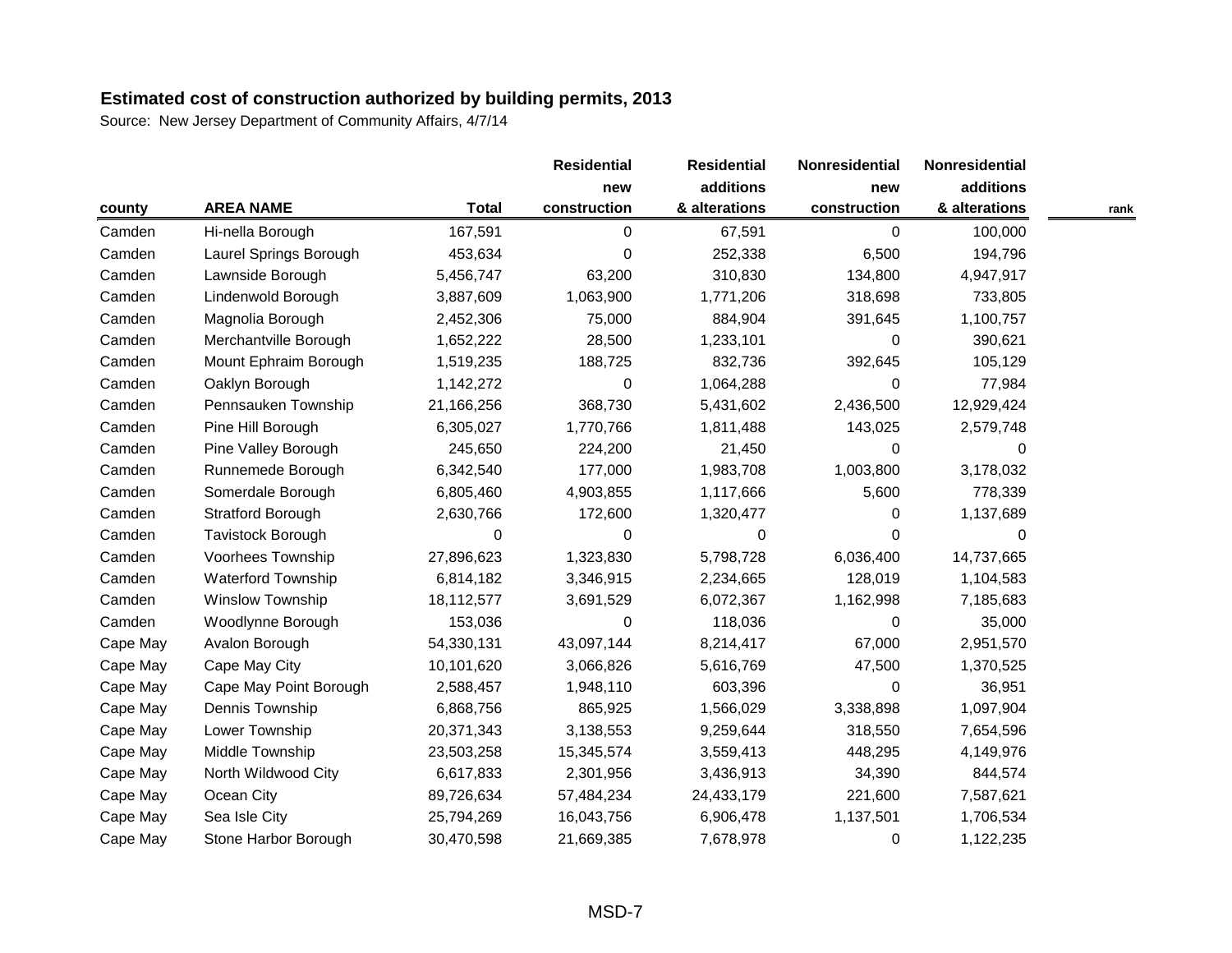**Estimated cost of construction authorized by building permits, 2013**

Source: New Jersey Department of Community Affairs, 4/7/14

| county | AREA NAME | Total | Residential new construction | Residential additions & alterations | Nonresidential new construction | Nonresidential additions & alterations | rank |
|---|---|---|---|---|---|---|---|
| Camden | Hi-nella Borough | 167,591 | 0 | 67,591 | 0 | 100,000 | |
| Camden | Laurel Springs Borough | 453,634 | 0 | 252,338 | 6,500 | 194,796 | |
| Camden | Lawnside Borough | 5,456,747 | 63,200 | 310,830 | 134,800 | 4,947,917 | |
| Camden | Lindenwold Borough | 3,887,609 | 1,063,900 | 1,771,206 | 318,698 | 733,805 | |
| Camden | Magnolia Borough | 2,452,306 | 75,000 | 884,904 | 391,645 | 1,100,757 | |
| Camden | Merchantville Borough | 1,652,222 | 28,500 | 1,233,101 | 0 | 390,621 | |
| Camden | Mount Ephraim Borough | 1,519,235 | 188,725 | 832,736 | 392,645 | 105,129 | |
| Camden | Oaklyn Borough | 1,142,272 | 0 | 1,064,288 | 0 | 77,984 | |
| Camden | Pennsauken Township | 21,166,256 | 368,730 | 5,431,602 | 2,436,500 | 12,929,424 | |
| Camden | Pine Hill Borough | 6,305,027 | 1,770,766 | 1,811,488 | 143,025 | 2,579,748 | |
| Camden | Pine Valley Borough | 245,650 | 224,200 | 21,450 | 0 | 0 | |
| Camden | Runnemede Borough | 6,342,540 | 177,000 | 1,983,708 | 1,003,800 | 3,178,032 | |
| Camden | Somerdale Borough | 6,805,460 | 4,903,855 | 1,117,666 | 5,600 | 778,339 | |
| Camden | Stratford Borough | 2,630,766 | 172,600 | 1,320,477 | 0 | 1,137,689 | |
| Camden | Tavistock Borough | 0 | 0 | 0 | 0 | 0 | |
| Camden | Voorhees Township | 27,896,623 | 1,323,830 | 5,798,728 | 6,036,400 | 14,737,665 | |
| Camden | Waterford Township | 6,814,182 | 3,346,915 | 2,234,665 | 128,019 | 1,104,583 | |
| Camden | Winslow Township | 18,112,577 | 3,691,529 | 6,072,367 | 1,162,998 | 7,185,683 | |
| Camden | Woodlynne Borough | 153,036 | 0 | 118,036 | 0 | 35,000 | |
| Cape May | Avalon Borough | 54,330,131 | 43,097,144 | 8,214,417 | 67,000 | 2,951,570 | |
| Cape May | Cape May City | 10,101,620 | 3,066,826 | 5,616,769 | 47,500 | 1,370,525 | |
| Cape May | Cape May Point Borough | 2,588,457 | 1,948,110 | 603,396 | 0 | 36,951 | |
| Cape May | Dennis Township | 6,868,756 | 865,925 | 1,566,029 | 3,338,898 | 1,097,904 | |
| Cape May | Lower Township | 20,371,343 | 3,138,553 | 9,259,644 | 318,550 | 7,654,596 | |
| Cape May | Middle Township | 23,503,258 | 15,345,574 | 3,559,413 | 448,295 | 4,149,976 | |
| Cape May | North Wildwood City | 6,617,833 | 2,301,956 | 3,436,913 | 34,390 | 844,574 | |
| Cape May | Ocean City | 89,726,634 | 57,484,234 | 24,433,179 | 221,600 | 7,587,621 | |
| Cape May | Sea Isle City | 25,794,269 | 16,043,756 | 6,906,478 | 1,137,501 | 1,706,534 | |
| Cape May | Stone Harbor Borough | 30,470,598 | 21,669,385 | 7,678,978 | 0 | 1,122,235 | |

MSD-7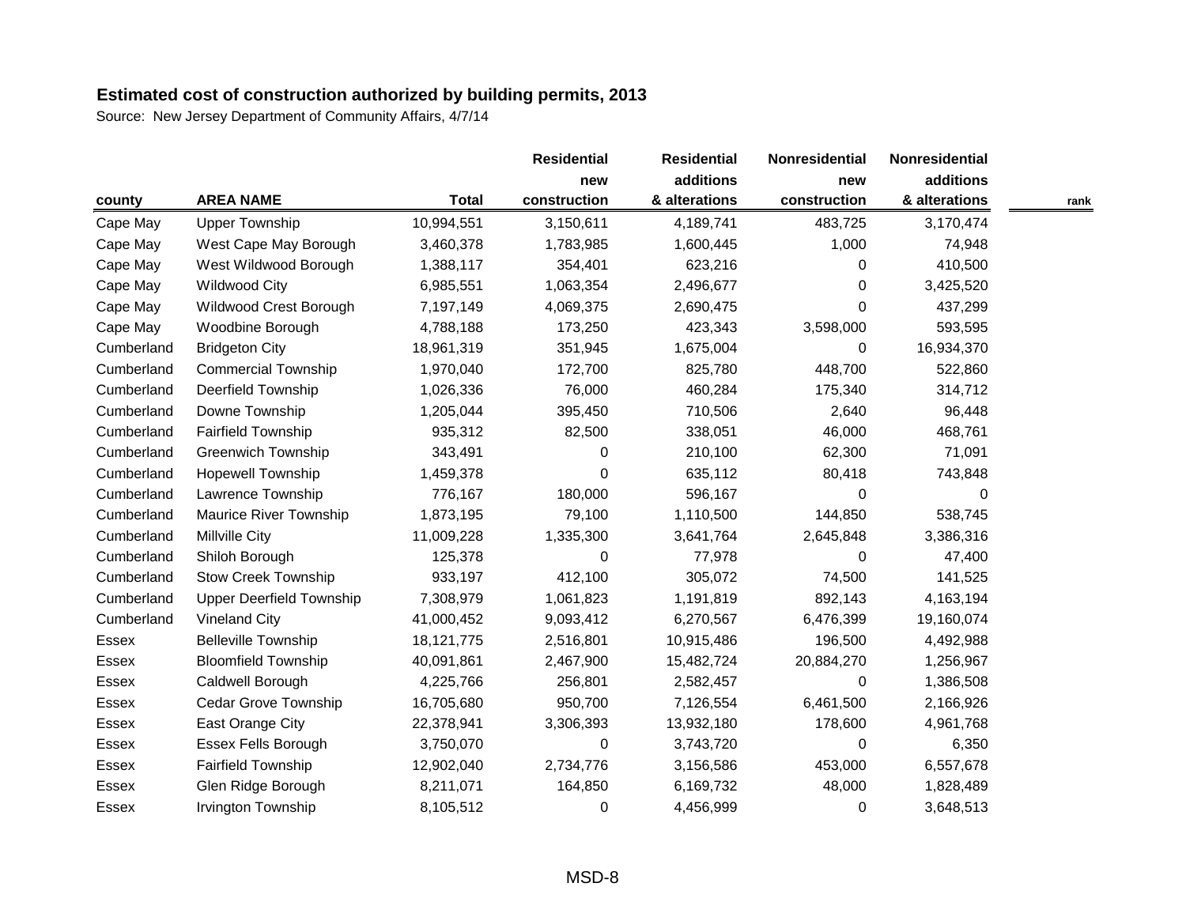**Estimated cost of construction authorized by building permits, 2013**

Source: New Jersey Department of Community Affairs, 4/7/14

| county | AREA NAME | Total | Residential new construction | Residential additions & alterations | Nonresidential new construction | Nonresidential additions & alterations | rank |
|---|---|---|---|---|---|---|---|
| Cape May | Upper Township | 10,994,551 | 3,150,611 | 4,189,741 | 483,725 | 3,170,474 | |
| Cape May | West Cape May Borough | 3,460,378 | 1,783,985 | 1,600,445 | 1,000 | 74,948 | |
| Cape May | West Wildwood Borough | 1,388,117 | 354,401 | 623,216 | 0 | 410,500 | |
| Cape May | Wildwood City | 6,985,551 | 1,063,354 | 2,496,677 | 0 | 3,425,520 | |
| Cape May | Wildwood Crest Borough | 7,197,149 | 4,069,375 | 2,690,475 | 0 | 437,299 | |
| Cape May | Woodbine Borough | 4,788,188 | 173,250 | 423,343 | 3,598,000 | 593,595 | |
| Cumberland | Bridgeton City | 18,961,319 | 351,945 | 1,675,004 | 0 | 16,934,370 | |
| Cumberland | Commercial Township | 1,970,040 | 172,700 | 825,780 | 448,700 | 522,860 | |
| Cumberland | Deerfield Township | 1,026,336 | 76,000 | 460,284 | 175,340 | 314,712 | |
| Cumberland | Downe Township | 1,205,044 | 395,450 | 710,506 | 2,640 | 96,448 | |
| Cumberland | Fairfield Township | 935,312 | 82,500 | 338,051 | 46,000 | 468,761 | |
| Cumberland | Greenwich Township | 343,491 | 0 | 210,100 | 62,300 | 71,091 | |
| Cumberland | Hopewell Township | 1,459,378 | 0 | 635,112 | 80,418 | 743,848 | |
| Cumberland | Lawrence Township | 776,167 | 180,000 | 596,167 | 0 | 0 | |
| Cumberland | Maurice River Township | 1,873,195 | 79,100 | 1,110,500 | 144,850 | 538,745 | |
| Cumberland | Millville City | 11,009,228 | 1,335,300 | 3,641,764 | 2,645,848 | 3,386,316 | |
| Cumberland | Shiloh Borough | 125,378 | 0 | 77,978 | 0 | 47,400 | |
| Cumberland | Stow Creek Township | 933,197 | 412,100 | 305,072 | 74,500 | 141,525 | |
| Cumberland | Upper Deerfield Township | 7,308,979 | 1,061,823 | 1,191,819 | 892,143 | 4,163,194 | |
| Cumberland | Vineland City | 41,000,452 | 9,093,412 | 6,270,567 | 6,476,399 | 19,160,074 | |
| Essex | Belleville Township | 18,121,775 | 2,516,801 | 10,915,486 | 196,500 | 4,492,988 | |
| Essex | Bloomfield Township | 40,091,861 | 2,467,900 | 15,482,724 | 20,884,270 | 1,256,967 | |
| Essex | Caldwell Borough | 4,225,766 | 256,801 | 2,582,457 | 0 | 1,386,508 | |
| Essex | Cedar Grove Township | 16,705,680 | 950,700 | 7,126,554 | 6,461,500 | 2,166,926 | |
| Essex | East Orange City | 22,378,941 | 3,306,393 | 13,932,180 | 178,600 | 4,961,768 | |
| Essex | Essex Fells Borough | 3,750,070 | 0 | 3,743,720 | 0 | 6,350 | |
| Essex | Fairfield Township | 12,902,040 | 2,734,776 | 3,156,586 | 453,000 | 6,557,678 | |
| Essex | Glen Ridge Borough | 8,211,071 | 164,850 | 6,169,732 | 48,000 | 1,828,489 | |
| Essex | Irvington Township | 8,105,512 | 0 | 4,456,999 | 0 | 3,648,513 | |

MSD-8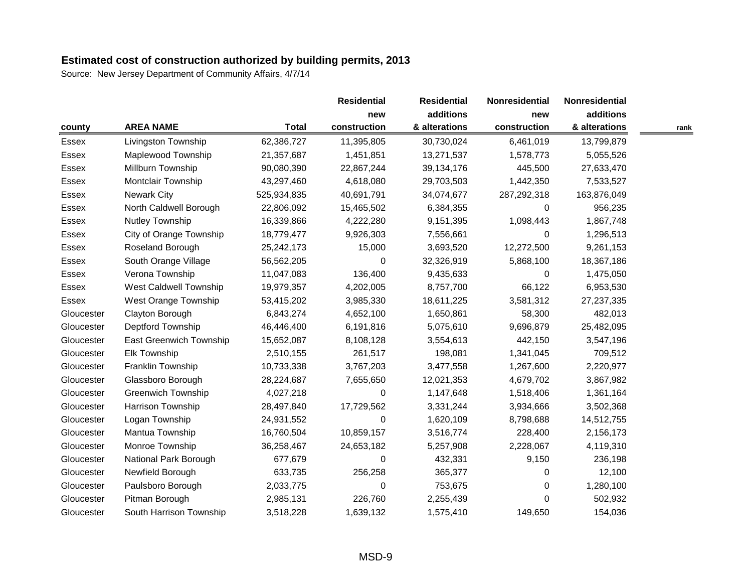## Estimated cost of construction authorized by building permits, 2013

Source: New Jersey Department of Community Affairs, 4/7/14

| county | AREA NAME | Total | Residential new construction | Residential additions & alterations | Nonresidential new construction | Nonresidential additions & alterations | rank |
|---|---|---|---|---|---|---|---|
| Essex | Livingston Township | 62,386,727 | 11,395,805 | 30,730,024 | 6,461,019 | 13,799,879 | |
| Essex | Maplewood Township | 21,357,687 | 1,451,851 | 13,271,537 | 1,578,773 | 5,055,526 | |
| Essex | Millburn Township | 90,080,390 | 22,867,244 | 39,134,176 | 445,500 | 27,633,470 | |
| Essex | Montclair Township | 43,297,460 | 4,618,080 | 29,703,503 | 1,442,350 | 7,533,527 | |
| Essex | Newark City | 525,934,835 | 40,691,791 | 34,074,677 | 287,292,318 | 163,876,049 | |
| Essex | North Caldwell Borough | 22,806,092 | 15,465,502 | 6,384,355 | 0 | 956,235 | |
| Essex | Nutley Township | 16,339,866 | 4,222,280 | 9,151,395 | 1,098,443 | 1,867,748 | |
| Essex | City of Orange Township | 18,779,477 | 9,926,303 | 7,556,661 | 0 | 1,296,513 | |
| Essex | Roseland Borough | 25,242,173 | 15,000 | 3,693,520 | 12,272,500 | 9,261,153 | |
| Essex | South Orange Village | 56,562,205 | 0 | 32,326,919 | 5,868,100 | 18,367,186 | |
| Essex | Verona Township | 11,047,083 | 136,400 | 9,435,633 | 0 | 1,475,050 | |
| Essex | West Caldwell Township | 19,979,357 | 4,202,005 | 8,757,700 | 66,122 | 6,953,530 | |
| Essex | West Orange Township | 53,415,202 | 3,985,330 | 18,611,225 | 3,581,312 | 27,237,335 | |
| Gloucester | Clayton Borough | 6,843,274 | 4,652,100 | 1,650,861 | 58,300 | 482,013 | |
| Gloucester | Deptford Township | 46,446,400 | 6,191,816 | 5,075,610 | 9,696,879 | 25,482,095 | |
| Gloucester | East Greenwich Township | 15,652,087 | 8,108,128 | 3,554,613 | 442,150 | 3,547,196 | |
| Gloucester | Elk Township | 2,510,155 | 261,517 | 198,081 | 1,341,045 | 709,512 | |
| Gloucester | Franklin Township | 10,733,338 | 3,767,203 | 3,477,558 | 1,267,600 | 2,220,977 | |
| Gloucester | Glassboro Borough | 28,224,687 | 7,655,650 | 12,021,353 | 4,679,702 | 3,867,982 | |
| Gloucester | Greenwich Township | 4,027,218 | 0 | 1,147,648 | 1,518,406 | 1,361,164 | |
| Gloucester | Harrison Township | 28,497,840 | 17,729,562 | 3,331,244 | 3,934,666 | 3,502,368 | |
| Gloucester | Logan Township | 24,931,552 | 0 | 1,620,109 | 8,798,688 | 14,512,755 | |
| Gloucester | Mantua Township | 16,760,504 | 10,859,157 | 3,516,774 | 228,400 | 2,156,173 | |
| Gloucester | Monroe Township | 36,258,467 | 24,653,182 | 5,257,908 | 2,228,067 | 4,119,310 | |
| Gloucester | National Park Borough | 677,679 | 0 | 432,331 | 9,150 | 236,198 | |
| Gloucester | Newfield Borough | 633,735 | 256,258 | 365,377 | 0 | 12,100 | |
| Gloucester | Paulsboro Borough | 2,033,775 | 0 | 753,675 | 0 | 1,280,100 | |
| Gloucester | Pitman Borough | 2,985,131 | 226,760 | 2,255,439 | 0 | 502,932 | |
| Gloucester | South Harrison Township | 3,518,228 | 1,639,132 | 1,575,410 | 149,650 | 154,036 | |

MSD-9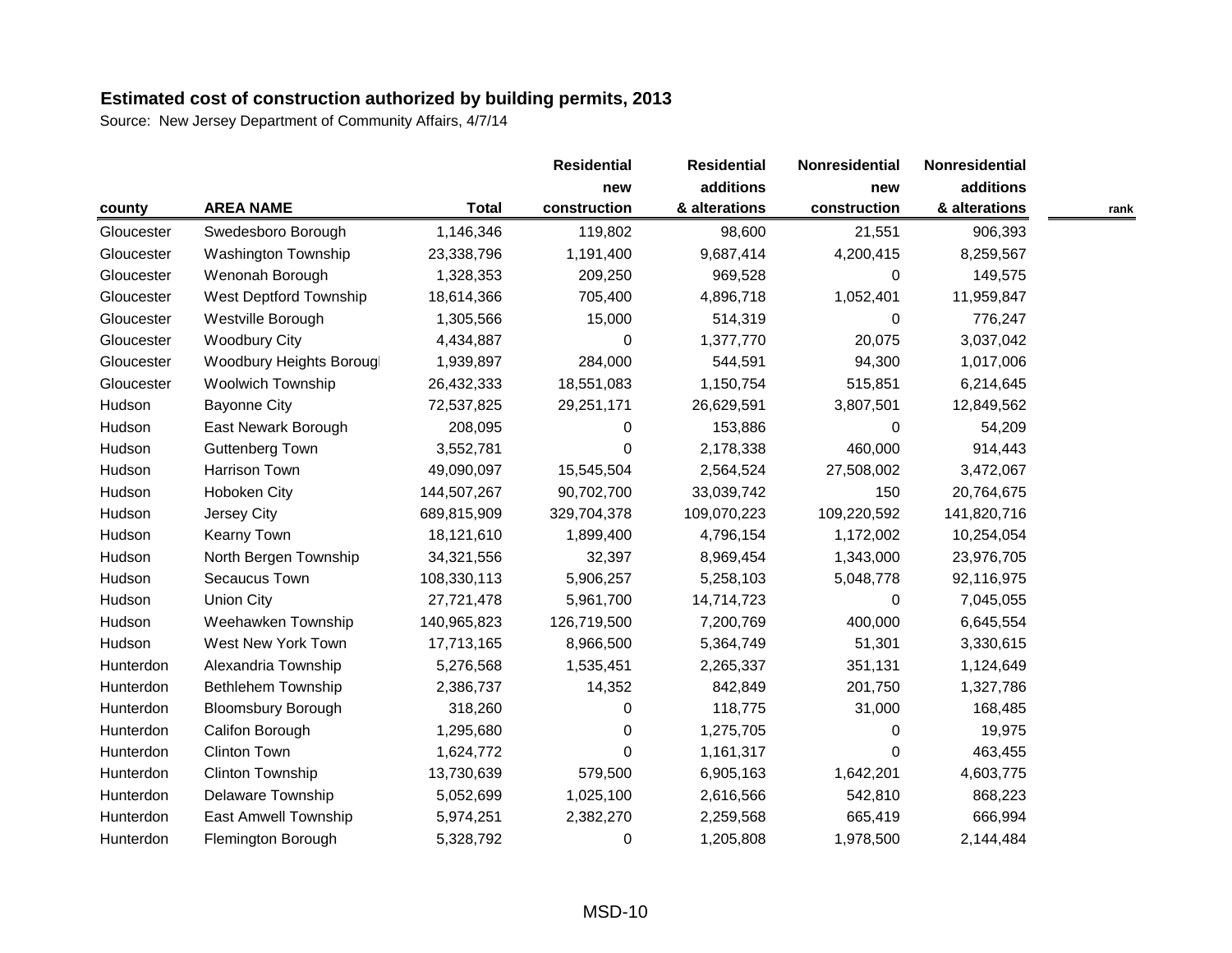**Estimated cost of construction authorized by building permits, 2013**

Source: New Jersey Department of Community Affairs, 4/7/14

| county | AREA NAME | Total | Residential new construction | Residential additions & alterations | Nonresidential new construction | Nonresidential additions & alterations | rank |
|---|---|---|---|---|---|---|---|
| Gloucester | Swedesboro Borough | 1,146,346 | 119,802 | 98,600 | 21,551 | 906,393 | |
| Gloucester | Washington Township | 23,338,796 | 1,191,400 | 9,687,414 | 4,200,415 | 8,259,567 | |
| Gloucester | Wenonah Borough | 1,328,353 | 209,250 | 969,528 | 0 | 149,575 | |
| Gloucester | West Deptford Township | 18,614,366 | 705,400 | 4,896,718 | 1,052,401 | 11,959,847 | |
| Gloucester | Westville Borough | 1,305,566 | 15,000 | 514,319 | 0 | 776,247 | |
| Gloucester | Woodbury City | 4,434,887 | 0 | 1,377,770 | 20,075 | 3,037,042 | |
| Gloucester | Woodbury Heights Boroug | 1,939,897 | 284,000 | 544,591 | 94,300 | 1,017,006 | |
| Gloucester | Woolwich Township | 26,432,333 | 18,551,083 | 1,150,754 | 515,851 | 6,214,645 | |
| Hudson | Bayonne City | 72,537,825 | 29,251,171 | 26,629,591 | 3,807,501 | 12,849,562 | |
| Hudson | East Newark Borough | 208,095 | 0 | 153,886 | 0 | 54,209 | |
| Hudson | Guttenberg Town | 3,552,781 | 0 | 2,178,338 | 460,000 | 914,443 | |
| Hudson | Harrison Town | 49,090,097 | 15,545,504 | 2,564,524 | 27,508,002 | 3,472,067 | |
| Hudson | Hoboken City | 144,507,267 | 90,702,700 | 33,039,742 | 150 | 20,764,675 | |
| Hudson | Jersey City | 689,815,909 | 329,704,378 | 109,070,223 | 109,220,592 | 141,820,716 | |
| Hudson | Kearny Town | 18,121,610 | 1,899,400 | 4,796,154 | 1,172,002 | 10,254,054 | |
| Hudson | North Bergen Township | 34,321,556 | 32,397 | 8,969,454 | 1,343,000 | 23,976,705 | |
| Hudson | Secaucus Town | 108,330,113 | 5,906,257 | 5,258,103 | 5,048,778 | 92,116,975 | |
| Hudson | Union City | 27,721,478 | 5,961,700 | 14,714,723 | 0 | 7,045,055 | |
| Hudson | Weehawken Township | 140,965,823 | 126,719,500 | 7,200,769 | 400,000 | 6,645,554 | |
| Hudson | West New York Town | 17,713,165 | 8,966,500 | 5,364,749 | 51,301 | 3,330,615 | |
| Hunterdon | Alexandria Township | 5,276,568 | 1,535,451 | 2,265,337 | 351,131 | 1,124,649 | |
| Hunterdon | Bethlehem Township | 2,386,737 | 14,352 | 842,849 | 201,750 | 1,327,786 | |
| Hunterdon | Bloomsbury Borough | 318,260 | 0 | 118,775 | 31,000 | 168,485 | |
| Hunterdon | Califon Borough | 1,295,680 | 0 | 1,275,705 | 0 | 19,975 | |
| Hunterdon | Clinton Town | 1,624,772 | 0 | 1,161,317 | 0 | 463,455 | |
| Hunterdon | Clinton Township | 13,730,639 | 579,500 | 6,905,163 | 1,642,201 | 4,603,775 | |
| Hunterdon | Delaware Township | 5,052,699 | 1,025,100 | 2,616,566 | 542,810 | 868,223 | |
| Hunterdon | East Amwell Township | 5,974,251 | 2,382,270 | 2,259,568 | 665,419 | 666,994 | |
| Hunterdon | Flemington Borough | 5,328,792 | 0 | 1,205,808 | 1,978,500 | 2,144,484 | |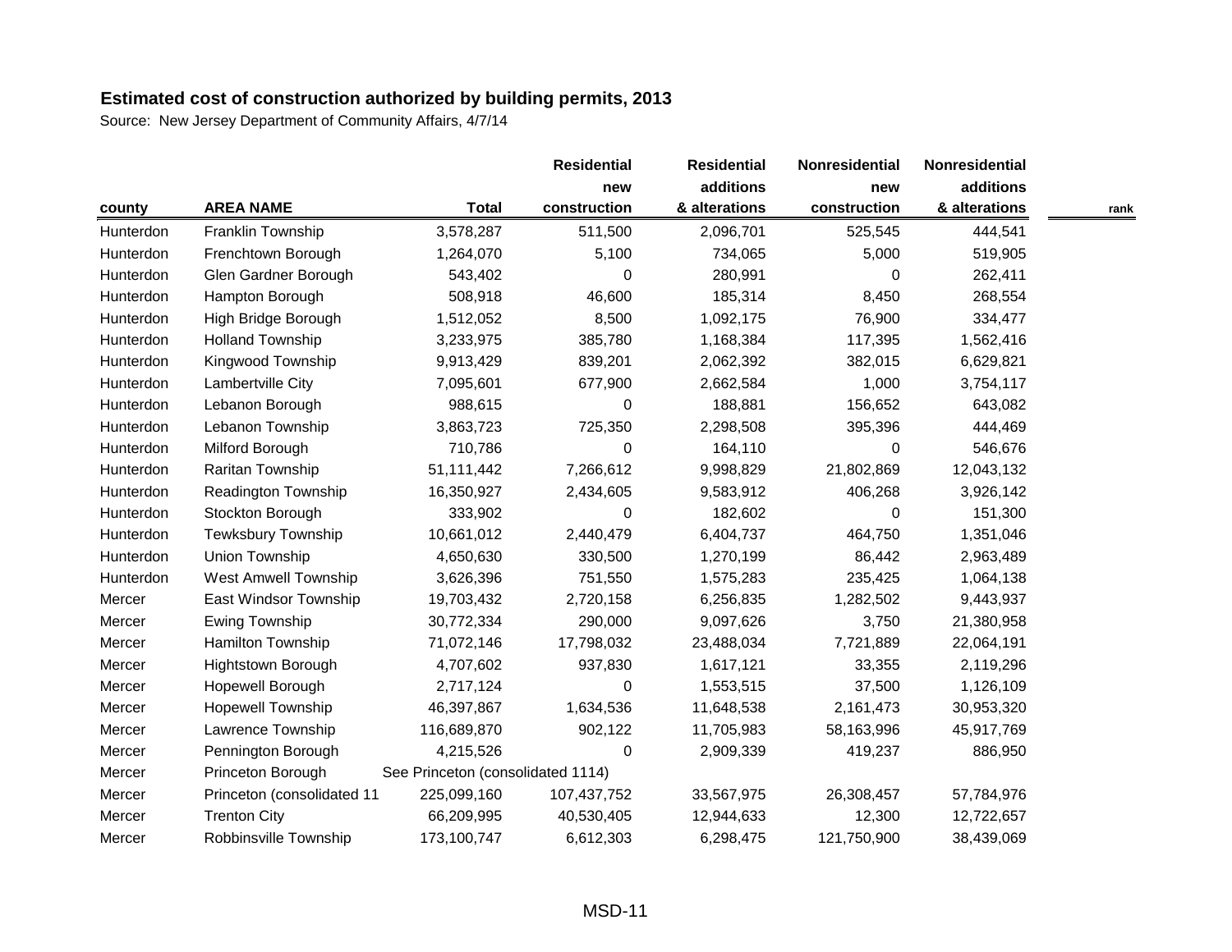**Estimated cost of construction authorized by building permits, 2013**

Source: New Jersey Department of Community Affairs, 4/7/14

| county | AREA NAME | Total | Residential new construction | Residential additions & alterations | Nonresidential new construction | Nonresidential additions & alterations | rank |
|---|---|---|---|---|---|---|---|
| Hunterdon | Franklin Township | 3,578,287 | 511,500 | 2,096,701 | 525,545 | 444,541 | |
| Hunterdon | Frenchtown Borough | 1,264,070 | 5,100 | 734,065 | 5,000 | 519,905 | |
| Hunterdon | Glen Gardner Borough | 543,402 | 0 | 280,991 | 0 | 262,411 | |
| Hunterdon | Hampton Borough | 508,918 | 46,600 | 185,314 | 8,450 | 268,554 | |
| Hunterdon | High Bridge Borough | 1,512,052 | 8,500 | 1,092,175 | 76,900 | 334,477 | |
| Hunterdon | Holland Township | 3,233,975 | 385,780 | 1,168,384 | 117,395 | 1,562,416 | |
| Hunterdon | Kingwood Township | 9,913,429 | 839,201 | 2,062,392 | 382,015 | 6,629,821 | |
| Hunterdon | Lambertville City | 7,095,601 | 677,900 | 2,662,584 | 1,000 | 3,754,117 | |
| Hunterdon | Lebanon Borough | 988,615 | 0 | 188,881 | 156,652 | 643,082 | |
| Hunterdon | Lebanon Township | 3,863,723 | 725,350 | 2,298,508 | 395,396 | 444,469 | |
| Hunterdon | Milford Borough | 710,786 | 0 | 164,110 | 0 | 546,676 | |
| Hunterdon | Raritan Township | 51,111,442 | 7,266,612 | 9,998,829 | 21,802,869 | 12,043,132 | |
| Hunterdon | Readington Township | 16,350,927 | 2,434,605 | 9,583,912 | 406,268 | 3,926,142 | |
| Hunterdon | Stockton Borough | 333,902 | 0 | 182,602 | 0 | 151,300 | |
| Hunterdon | Tewksbury Township | 10,661,012 | 2,440,479 | 6,404,737 | 464,750 | 1,351,046 | |
| Hunterdon | Union Township | 4,650,630 | 330,500 | 1,270,199 | 86,442 | 2,963,489 | |
| Hunterdon | West Amwell Township | 3,626,396 | 751,550 | 1,575,283 | 235,425 | 1,064,138 | |
| Mercer | East Windsor Township | 19,703,432 | 2,720,158 | 6,256,835 | 1,282,502 | 9,443,937 | |
| Mercer | Ewing Township | 30,772,334 | 290,000 | 9,097,626 | 3,750 | 21,380,958 | |
| Mercer | Hamilton Township | 71,072,146 | 17,798,032 | 23,488,034 | 7,721,889 | 22,064,191 | |
| Mercer | Hightstown Borough | 4,707,602 | 937,830 | 1,617,121 | 33,355 | 2,119,296 | |
| Mercer | Hopewell Borough | 2,717,124 | 0 | 1,553,515 | 37,500 | 1,126,109 | |
| Mercer | Hopewell Township | 46,397,867 | 1,634,536 | 11,648,538 | 2,161,473 | 30,953,320 | |
| Mercer | Lawrence Township | 116,689,870 | 902,122 | 11,705,983 | 58,163,996 | 45,917,769 | |
| Mercer | Pennington Borough | 4,215,526 | 0 | 2,909,339 | 419,237 | 886,950 | |
| Mercer | Princeton Borough | See Princeton (consolidated 1114) | | | | | |
| Mercer | Princeton (consolidated 11 | 225,099,160 | 107,437,752 | 33,567,975 | 26,308,457 | 57,784,976 | |
| Mercer | Trenton City | 66,209,995 | 40,530,405 | 12,944,633 | 12,300 | 12,722,657 | |
| Mercer | Robbinsville Township | 173,100,747 | 6,612,303 | 6,298,475 | 121,750,900 | 38,439,069 | |

MSD-11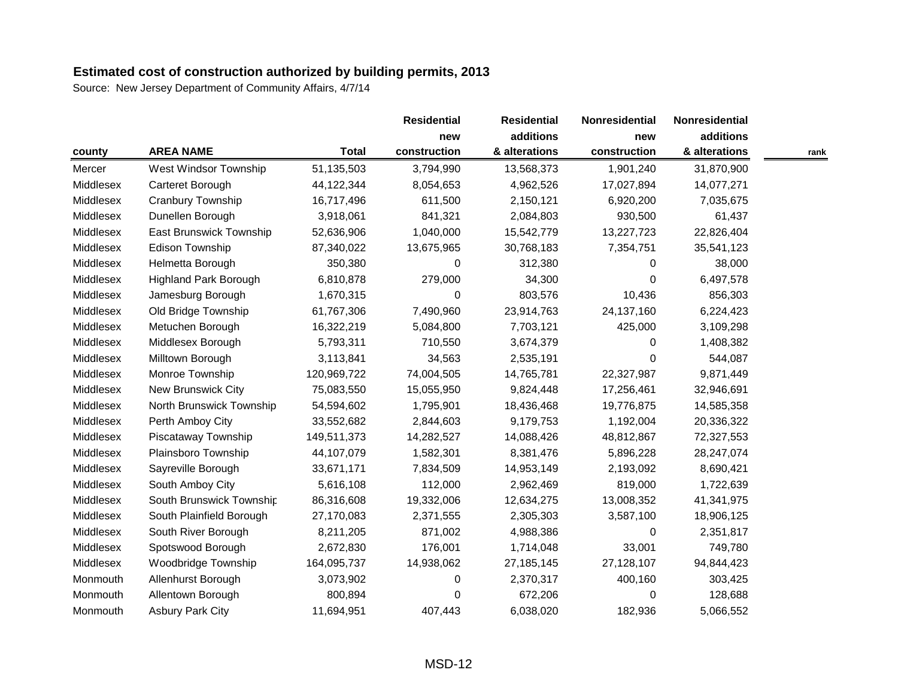## Estimated cost of construction authorized by building permits, 2013

Source: New Jersey Department of Community Affairs, 4/7/14

| county | AREA NAME | Total | Residential new construction | Residential additions & alterations | Nonresidential new construction | Nonresidential additions & alterations | rank |
|---|---|---|---|---|---|---|---|
| Mercer | West Windsor Township | 51,135,503 | 3,794,990 | 13,568,373 | 1,901,240 | 31,870,900 | |
| Middlesex | Carteret Borough | 44,122,344 | 8,054,653 | 4,962,526 | 17,027,894 | 14,077,271 | |
| Middlesex | Cranbury Township | 16,717,496 | 611,500 | 2,150,121 | 6,920,200 | 7,035,675 | |
| Middlesex | Dunellen Borough | 3,918,061 | 841,321 | 2,084,803 | 930,500 | 61,437 | |
| Middlesex | East Brunswick Township | 52,636,906 | 1,040,000 | 15,542,779 | 13,227,723 | 22,826,404 | |
| Middlesex | Edison Township | 87,340,022 | 13,675,965 | 30,768,183 | 7,354,751 | 35,541,123 | |
| Middlesex | Helmetta Borough | 350,380 | 0 | 312,380 | 0 | 38,000 | |
| Middlesex | Highland Park Borough | 6,810,878 | 279,000 | 34,300 | 0 | 6,497,578 | |
| Middlesex | Jamesburg Borough | 1,670,315 | 0 | 803,576 | 10,436 | 856,303 | |
| Middlesex | Old Bridge Township | 61,767,306 | 7,490,960 | 23,914,763 | 24,137,160 | 6,224,423 | |
| Middlesex | Metuchen Borough | 16,322,219 | 5,084,800 | 7,703,121 | 425,000 | 3,109,298 | |
| Middlesex | Middlesex Borough | 5,793,311 | 710,550 | 3,674,379 | 0 | 1,408,382 | |
| Middlesex | Milltown Borough | 3,113,841 | 34,563 | 2,535,191 | 0 | 544,087 | |
| Middlesex | Monroe Township | 120,969,722 | 74,004,505 | 14,765,781 | 22,327,987 | 9,871,449 | |
| Middlesex | New Brunswick City | 75,083,550 | 15,055,950 | 9,824,448 | 17,256,461 | 32,946,691 | |
| Middlesex | North Brunswick Township | 54,594,602 | 1,795,901 | 18,436,468 | 19,776,875 | 14,585,358 | |
| Middlesex | Perth Amboy City | 33,552,682 | 2,844,603 | 9,179,753 | 1,192,004 | 20,336,322 | |
| Middlesex | Piscataway Township | 149,511,373 | 14,282,527 | 14,088,426 | 48,812,867 | 72,327,553 | |
| Middlesex | Plainsboro Township | 44,107,079 | 1,582,301 | 8,381,476 | 5,896,228 | 28,247,074 | |
| Middlesex | Sayreville Borough | 33,671,171 | 7,834,509 | 14,953,149 | 2,193,092 | 8,690,421 | |
| Middlesex | South Amboy City | 5,616,108 | 112,000 | 2,962,469 | 819,000 | 1,722,639 | |
| Middlesex | South Brunswick Township | 86,316,608 | 19,332,006 | 12,634,275 | 13,008,352 | 41,341,975 | |
| Middlesex | South Plainfield Borough | 27,170,083 | 2,371,555 | 2,305,303 | 3,587,100 | 18,906,125 | |
| Middlesex | South River Borough | 8,211,205 | 871,002 | 4,988,386 | 0 | 2,351,817 | |
| Middlesex | Spotswood Borough | 2,672,830 | 176,001 | 1,714,048 | 33,001 | 749,780 | |
| Middlesex | Woodbridge Township | 164,095,737 | 14,938,062 | 27,185,145 | 27,128,107 | 94,844,423 | |
| Monmouth | Allenhurst Borough | 3,073,902 | 0 | 2,370,317 | 400,160 | 303,425 | |
| Monmouth | Allentown Borough | 800,894 | 0 | 672,206 | 0 | 128,688 | |
| Monmouth | Asbury Park City | 11,694,951 | 407,443 | 6,038,020 | 182,936 | 5,066,552 | |

MSD-12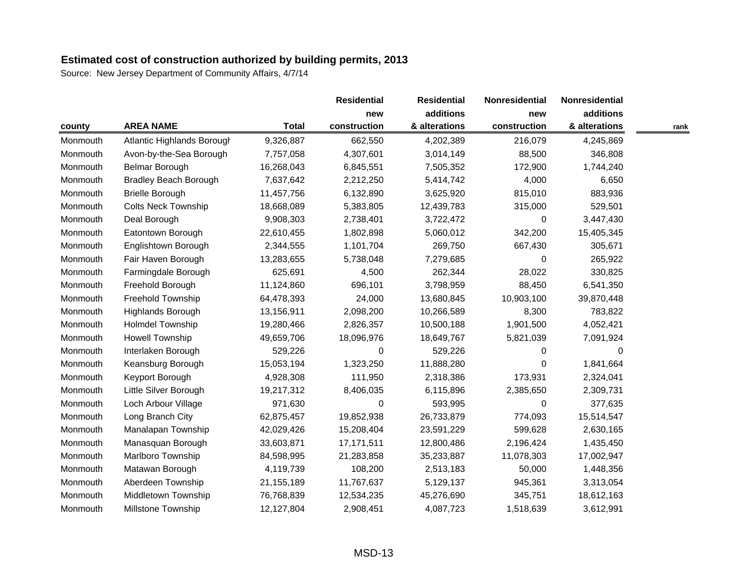## Estimated cost of construction authorized by building permits, 2013

Source: New Jersey Department of Community Affairs, 4/7/14

| county | AREA NAME | Total | Residential new construction | Residential additions & alterations | Nonresidential new construction | Nonresidential additions & alterations | rank |
|---|---|---|---|---|---|---|---|
| Monmouth | Atlantic Highlands Borough | 9,326,887 | 662,550 | 4,202,389 | 216,079 | 4,245,869 | |
| Monmouth | Avon-by-the-Sea Borough | 7,757,058 | 4,307,601 | 3,014,149 | 88,500 | 346,808 | |
| Monmouth | Belmar Borough | 16,268,043 | 6,845,551 | 7,505,352 | 172,900 | 1,744,240 | |
| Monmouth | Bradley Beach Borough | 7,637,642 | 2,212,250 | 5,414,742 | 4,000 | 6,650 | |
| Monmouth | Brielle Borough | 11,457,756 | 6,132,890 | 3,625,920 | 815,010 | 883,936 | |
| Monmouth | Colts Neck Township | 18,668,089 | 5,383,805 | 12,439,783 | 315,000 | 529,501 | |
| Monmouth | Deal Borough | 9,908,303 | 2,738,401 | 3,722,472 | 0 | 3,447,430 | |
| Monmouth | Eatontown Borough | 22,610,455 | 1,802,898 | 5,060,012 | 342,200 | 15,405,345 | |
| Monmouth | Englishtown Borough | 2,344,555 | 1,101,704 | 269,750 | 667,430 | 305,671 | |
| Monmouth | Fair Haven Borough | 13,283,655 | 5,738,048 | 7,279,685 | 0 | 265,922 | |
| Monmouth | Farmingdale Borough | 625,691 | 4,500 | 262,344 | 28,022 | 330,825 | |
| Monmouth | Freehold Borough | 11,124,860 | 696,101 | 3,798,959 | 88,450 | 6,541,350 | |
| Monmouth | Freehold Township | 64,478,393 | 24,000 | 13,680,845 | 10,903,100 | 39,870,448 | |
| Monmouth | Highlands Borough | 13,156,911 | 2,098,200 | 10,266,589 | 8,300 | 783,822 | |
| Monmouth | Holmdel Township | 19,280,466 | 2,826,357 | 10,500,188 | 1,901,500 | 4,052,421 | |
| Monmouth | Howell Township | 49,659,706 | 18,096,976 | 18,649,767 | 5,821,039 | 7,091,924 | |
| Monmouth | Interlaken Borough | 529,226 | 0 | 529,226 | 0 | 0 | |
| Monmouth | Keansburg Borough | 15,053,194 | 1,323,250 | 11,888,280 | 0 | 1,841,664 | |
| Monmouth | Keyport Borough | 4,928,308 | 111,950 | 2,318,386 | 173,931 | 2,324,041 | |
| Monmouth | Little Silver Borough | 19,217,312 | 8,406,035 | 6,115,896 | 2,385,650 | 2,309,731 | |
| Monmouth | Loch Arbour Village | 971,630 | 0 | 593,995 | 0 | 377,635 | |
| Monmouth | Long Branch City | 62,875,457 | 19,852,938 | 26,733,879 | 774,093 | 15,514,547 | |
| Monmouth | Manalapan Township | 42,029,426 | 15,208,404 | 23,591,229 | 599,628 | 2,630,165 | |
| Monmouth | Manasquan Borough | 33,603,871 | 17,171,511 | 12,800,486 | 2,196,424 | 1,435,450 | |
| Monmouth | Marlboro Township | 84,598,995 | 21,283,858 | 35,233,887 | 11,078,303 | 17,002,947 | |
| Monmouth | Matawan Borough | 4,119,739 | 108,200 | 2,513,183 | 50,000 | 1,448,356 | |
| Monmouth | Aberdeen Township | 21,155,189 | 11,767,637 | 5,129,137 | 945,361 | 3,313,054 | |
| Monmouth | Middletown Township | 76,768,839 | 12,534,235 | 45,276,690 | 345,751 | 18,612,163 | |
| Monmouth | Millstone Township | 12,127,804 | 2,908,451 | 4,087,723 | 1,518,639 | 3,612,991 | |

MSD-13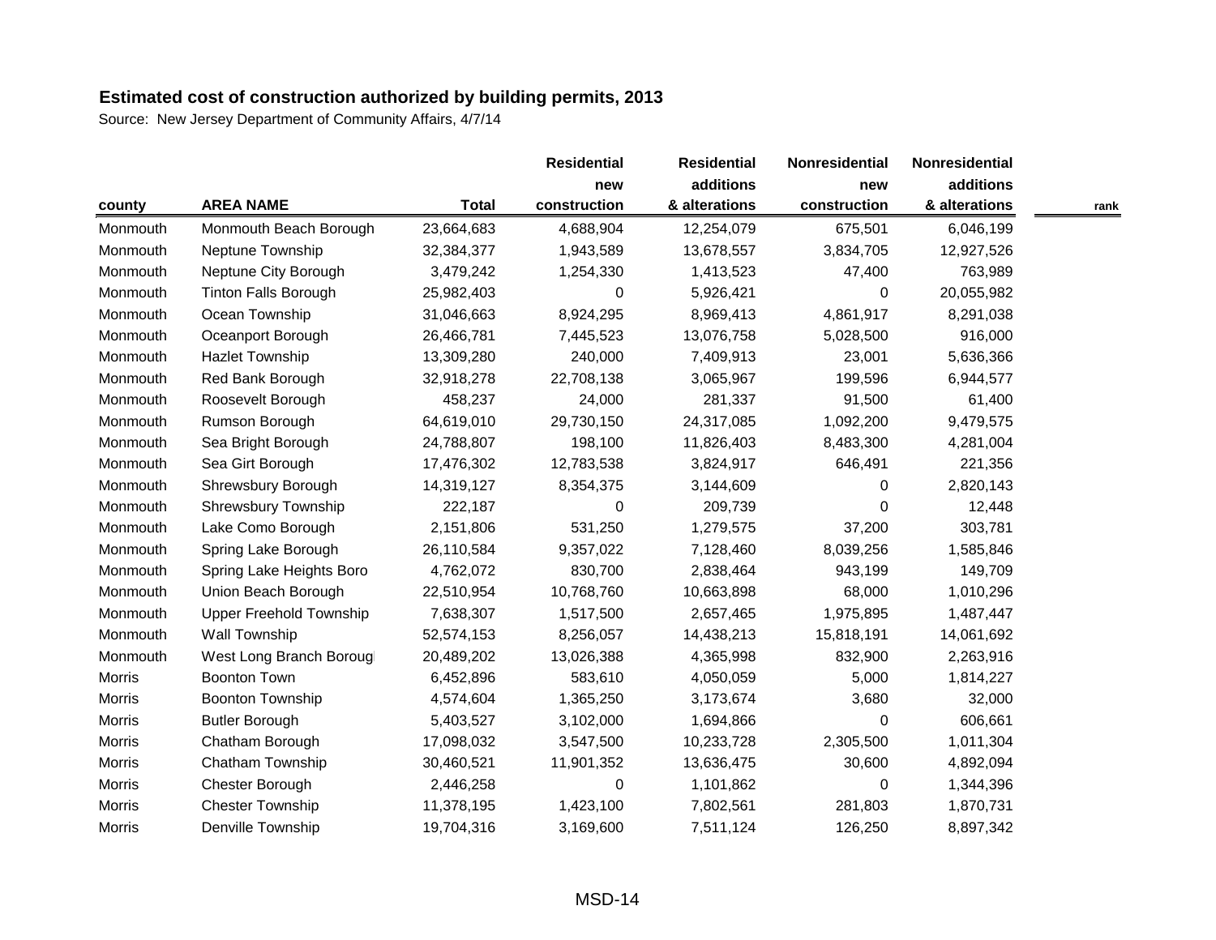**Estimated cost of construction authorized by building permits, 2013**

Source: New Jersey Department of Community Affairs, 4/7/14

| county | AREA NAME | Total | Residential new construction | Residential additions & alterations | Nonresidential new construction | Nonresidential additions & alterations | rank |
|---|---|---|---|---|---|---|---|
| Monmouth | Monmouth Beach Borough | 23,664,683 | 4,688,904 | 12,254,079 | 675,501 | 6,046,199 | |
| Monmouth | Neptune Township | 32,384,377 | 1,943,589 | 13,678,557 | 3,834,705 | 12,927,526 | |
| Monmouth | Neptune City Borough | 3,479,242 | 1,254,330 | 1,413,523 | 47,400 | 763,989 | |
| Monmouth | Tinton Falls Borough | 25,982,403 | 0 | 5,926,421 | 0 | 20,055,982 | |
| Monmouth | Ocean Township | 31,046,663 | 8,924,295 | 8,969,413 | 4,861,917 | 8,291,038 | |
| Monmouth | Oceanport Borough | 26,466,781 | 7,445,523 | 13,076,758 | 5,028,500 | 916,000 | |
| Monmouth | Hazlet Township | 13,309,280 | 240,000 | 7,409,913 | 23,001 | 5,636,366 | |
| Monmouth | Red Bank Borough | 32,918,278 | 22,708,138 | 3,065,967 | 199,596 | 6,944,577 | |
| Monmouth | Roosevelt Borough | 458,237 | 24,000 | 281,337 | 91,500 | 61,400 | |
| Monmouth | Rumson Borough | 64,619,010 | 29,730,150 | 24,317,085 | 1,092,200 | 9,479,575 | |
| Monmouth | Sea Bright Borough | 24,788,807 | 198,100 | 11,826,403 | 8,483,300 | 4,281,004 | |
| Monmouth | Sea Girt Borough | 17,476,302 | 12,783,538 | 3,824,917 | 646,491 | 221,356 | |
| Monmouth | Shrewsbury Borough | 14,319,127 | 8,354,375 | 3,144,609 | 0 | 2,820,143 | |
| Monmouth | Shrewsbury Township | 222,187 | 0 | 209,739 | 0 | 12,448 | |
| Monmouth | Lake Como Borough | 2,151,806 | 531,250 | 1,279,575 | 37,200 | 303,781 | |
| Monmouth | Spring Lake Borough | 26,110,584 | 9,357,022 | 7,128,460 | 8,039,256 | 1,585,846 | |
| Monmouth | Spring Lake Heights Boro | 4,762,072 | 830,700 | 2,838,464 | 943,199 | 149,709 | |
| Monmouth | Union Beach Borough | 22,510,954 | 10,768,760 | 10,663,898 | 68,000 | 1,010,296 | |
| Monmouth | Upper Freehold Township | 7,638,307 | 1,517,500 | 2,657,465 | 1,975,895 | 1,487,447 | |
| Monmouth | Wall Township | 52,574,153 | 8,256,057 | 14,438,213 | 15,818,191 | 14,061,692 | |
| Monmouth | West Long Branch Borougl | 20,489,202 | 13,026,388 | 4,365,998 | 832,900 | 2,263,916 | |
| Morris | Boonton Town | 6,452,896 | 583,610 | 4,050,059 | 5,000 | 1,814,227 | |
| Morris | Boonton Township | 4,574,604 | 1,365,250 | 3,173,674 | 3,680 | 32,000 | |
| Morris | Butler Borough | 5,403,527 | 3,102,000 | 1,694,866 | 0 | 606,661 | |
| Morris | Chatham Borough | 17,098,032 | 3,547,500 | 10,233,728 | 2,305,500 | 1,011,304 | |
| Morris | Chatham Township | 30,460,521 | 11,901,352 | 13,636,475 | 30,600 | 4,892,094 | |
| Morris | Chester Borough | 2,446,258 | 0 | 1,101,862 | 0 | 1,344,396 | |
| Morris | Chester Township | 11,378,195 | 1,423,100 | 7,802,561 | 281,803 | 1,870,731 | |
| Morris | Denville Township | 19,704,316 | 3,169,600 | 7,511,124 | 126,250 | 8,897,342 | |

MSD-14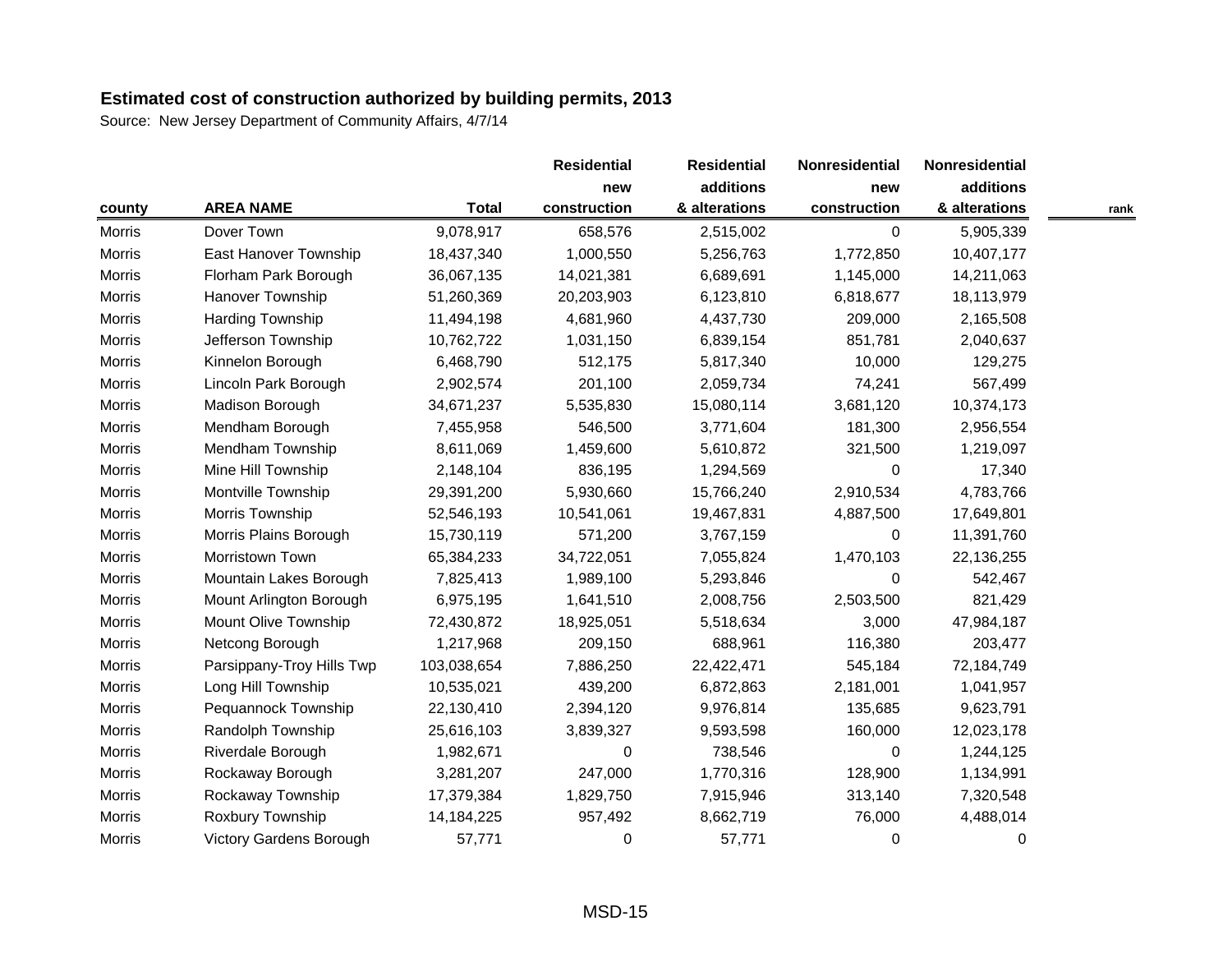**Estimated cost of construction authorized by building permits, 2013**

Source: New Jersey Department of Community Affairs, 4/7/14

| county | AREA NAME | Total | Residential new construction | Residential additions & alterations | Nonresidential new construction | Nonresidential additions & alterations | rank |
|---|---|---|---|---|---|---|---|
| Morris | Dover Town | 9,078,917 | 658,576 | 2,515,002 | 0 | 5,905,339 | |
| Morris | East Hanover Township | 18,437,340 | 1,000,550 | 5,256,763 | 1,772,850 | 10,407,177 | |
| Morris | Florham Park Borough | 36,067,135 | 14,021,381 | 6,689,691 | 1,145,000 | 14,211,063 | |
| Morris | Hanover Township | 51,260,369 | 20,203,903 | 6,123,810 | 6,818,677 | 18,113,979 | |
| Morris | Harding Township | 11,494,198 | 4,681,960 | 4,437,730 | 209,000 | 2,165,508 | |
| Morris | Jefferson Township | 10,762,722 | 1,031,150 | 6,839,154 | 851,781 | 2,040,637 | |
| Morris | Kinnelon Borough | 6,468,790 | 512,175 | 5,817,340 | 10,000 | 129,275 | |
| Morris | Lincoln Park Borough | 2,902,574 | 201,100 | 2,059,734 | 74,241 | 567,499 | |
| Morris | Madison Borough | 34,671,237 | 5,535,830 | 15,080,114 | 3,681,120 | 10,374,173 | |
| Morris | Mendham Borough | 7,455,958 | 546,500 | 3,771,604 | 181,300 | 2,956,554 | |
| Morris | Mendham Township | 8,611,069 | 1,459,600 | 5,610,872 | 321,500 | 1,219,097 | |
| Morris | Mine Hill Township | 2,148,104 | 836,195 | 1,294,569 | 0 | 17,340 | |
| Morris | Montville Township | 29,391,200 | 5,930,660 | 15,766,240 | 2,910,534 | 4,783,766 | |
| Morris | Morris Township | 52,546,193 | 10,541,061 | 19,467,831 | 4,887,500 | 17,649,801 | |
| Morris | Morris Plains Borough | 15,730,119 | 571,200 | 3,767,159 | 0 | 11,391,760 | |
| Morris | Morristown Town | 65,384,233 | 34,722,051 | 7,055,824 | 1,470,103 | 22,136,255 | |
| Morris | Mountain Lakes Borough | 7,825,413 | 1,989,100 | 5,293,846 | 0 | 542,467 | |
| Morris | Mount Arlington Borough | 6,975,195 | 1,641,510 | 2,008,756 | 2,503,500 | 821,429 | |
| Morris | Mount Olive Township | 72,430,872 | 18,925,051 | 5,518,634 | 3,000 | 47,984,187 | |
| Morris | Netcong Borough | 1,217,968 | 209,150 | 688,961 | 116,380 | 203,477 | |
| Morris | Parsippany-Troy Hills Twp | 103,038,654 | 7,886,250 | 22,422,471 | 545,184 | 72,184,749 | |
| Morris | Long Hill Township | 10,535,021 | 439,200 | 6,872,863 | 2,181,001 | 1,041,957 | |
| Morris | Pequannock Township | 22,130,410 | 2,394,120 | 9,976,814 | 135,685 | 9,623,791 | |
| Morris | Randolph Township | 25,616,103 | 3,839,327 | 9,593,598 | 160,000 | 12,023,178 | |
| Morris | Riverdale Borough | 1,982,671 | 0 | 738,546 | 0 | 1,244,125 | |
| Morris | Rockaway Borough | 3,281,207 | 247,000 | 1,770,316 | 128,900 | 1,134,991 | |
| Morris | Rockaway Township | 17,379,384 | 1,829,750 | 7,915,946 | 313,140 | 7,320,548 | |
| Morris | Roxbury Township | 14,184,225 | 957,492 | 8,662,719 | 76,000 | 4,488,014 | |
| Morris | Victory Gardens Borough | 57,771 | 0 | 57,771 | 0 | 0 | |

MSD-15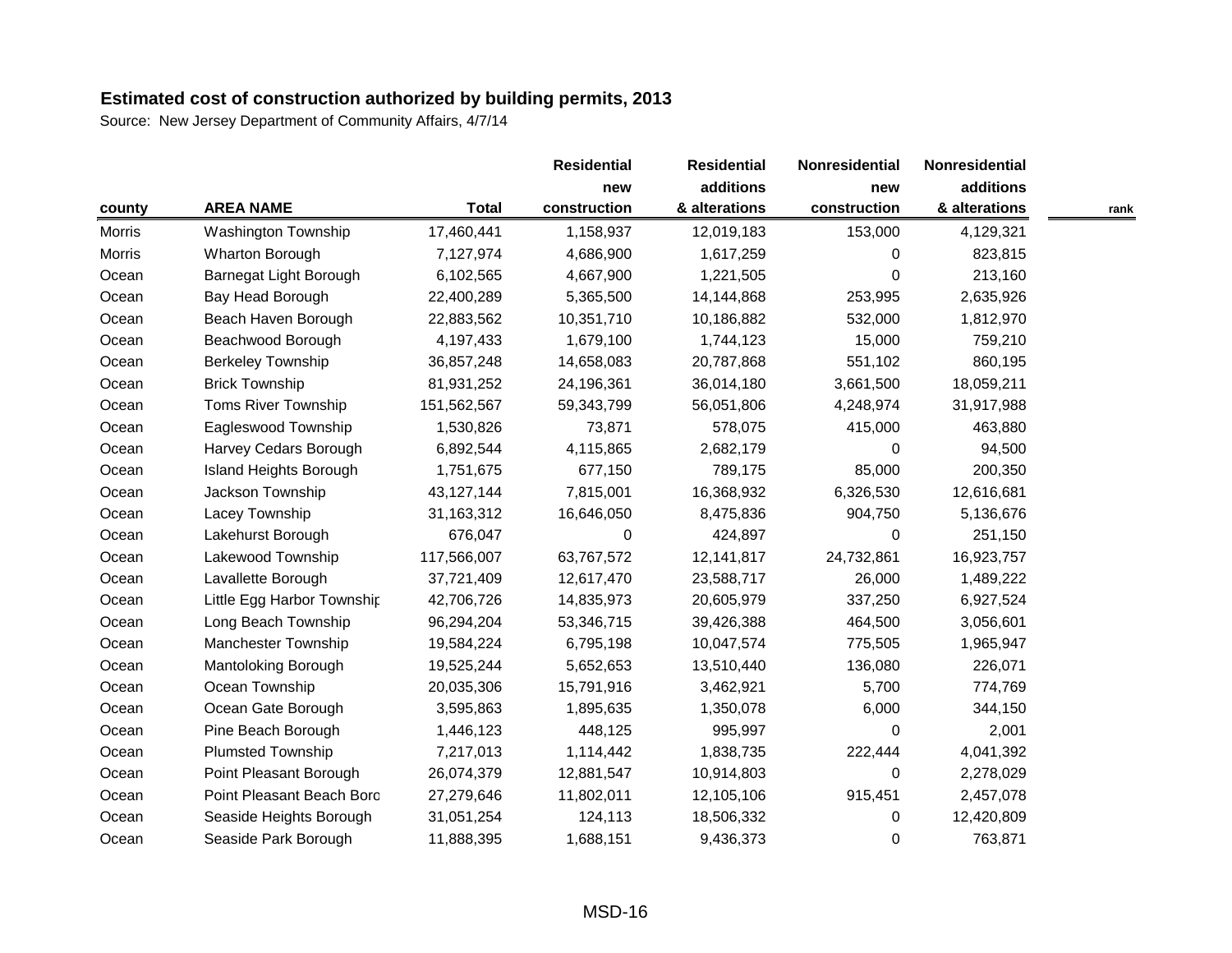**Estimated cost of construction authorized by building permits, 2013**

Source: New Jersey Department of Community Affairs, 4/7/14

| county | AREA NAME | Total | Residential new construction | Residential additions & alterations | Nonresidential new construction | Nonresidential additions & alterations | rank |
|---|---|---|---|---|---|---|---|
| Morris | Washington Township | 17,460,441 | 1,158,937 | 12,019,183 | 153,000 | 4,129,321 | |
| Morris | Wharton Borough | 7,127,974 | 4,686,900 | 1,617,259 | 0 | 823,815 | |
| Ocean | Barnegat Light Borough | 6,102,565 | 4,667,900 | 1,221,505 | 0 | 213,160 | |
| Ocean | Bay Head Borough | 22,400,289 | 5,365,500 | 14,144,868 | 253,995 | 2,635,926 | |
| Ocean | Beach Haven Borough | 22,883,562 | 10,351,710 | 10,186,882 | 532,000 | 1,812,970 | |
| Ocean | Beachwood Borough | 4,197,433 | 1,679,100 | 1,744,123 | 15,000 | 759,210 | |
| Ocean | Berkeley Township | 36,857,248 | 14,658,083 | 20,787,868 | 551,102 | 860,195 | |
| Ocean | Brick Township | 81,931,252 | 24,196,361 | 36,014,180 | 3,661,500 | 18,059,211 | |
| Ocean | Toms River Township | 151,562,567 | 59,343,799 | 56,051,806 | 4,248,974 | 31,917,988 | |
| Ocean | Eagleswood Township | 1,530,826 | 73,871 | 578,075 | 415,000 | 463,880 | |
| Ocean | Harvey Cedars Borough | 6,892,544 | 4,115,865 | 2,682,179 | 0 | 94,500 | |
| Ocean | Island Heights Borough | 1,751,675 | 677,150 | 789,175 | 85,000 | 200,350 | |
| Ocean | Jackson Township | 43,127,144 | 7,815,001 | 16,368,932 | 6,326,530 | 12,616,681 | |
| Ocean | Lacey Township | 31,163,312 | 16,646,050 | 8,475,836 | 904,750 | 5,136,676 | |
| Ocean | Lakehurst Borough | 676,047 | 0 | 424,897 | 0 | 251,150 | |
| Ocean | Lakewood Township | 117,566,007 | 63,767,572 | 12,141,817 | 24,732,861 | 16,923,757 | |
| Ocean | Lavallette Borough | 37,721,409 | 12,617,470 | 23,588,717 | 26,000 | 1,489,222 | |
| Ocean | Little Egg Harbor Townshi | 42,706,726 | 14,835,973 | 20,605,979 | 337,250 | 6,927,524 | |
| Ocean | Long Beach Township | 96,294,204 | 53,346,715 | 39,426,388 | 464,500 | 3,056,601 | |
| Ocean | Manchester Township | 19,584,224 | 6,795,198 | 10,047,574 | 775,505 | 1,965,947 | |
| Ocean | Mantoloking Borough | 19,525,244 | 5,652,653 | 13,510,440 | 136,080 | 226,071 | |
| Ocean | Ocean Township | 20,035,306 | 15,791,916 | 3,462,921 | 5,700 | 774,769 | |
| Ocean | Ocean Gate Borough | 3,595,863 | 1,895,635 | 1,350,078 | 6,000 | 344,150 | |
| Ocean | Pine Beach Borough | 1,446,123 | 448,125 | 995,997 | 0 | 2,001 | |
| Ocean | Plumsted Township | 7,217,013 | 1,114,442 | 1,838,735 | 222,444 | 4,041,392 | |
| Ocean | Point Pleasant Borough | 26,074,379 | 12,881,547 | 10,914,803 | 0 | 2,278,029 | |
| Ocean | Point Pleasant Beach Boro | 27,279,646 | 11,802,011 | 12,105,106 | 915,451 | 2,457,078 | |
| Ocean | Seaside Heights Borough | 31,051,254 | 124,113 | 18,506,332 | 0 | 12,420,809 | |
| Ocean | Seaside Park Borough | 11,888,395 | 1,688,151 | 9,436,373 | 0 | 763,871 | |

MSD-16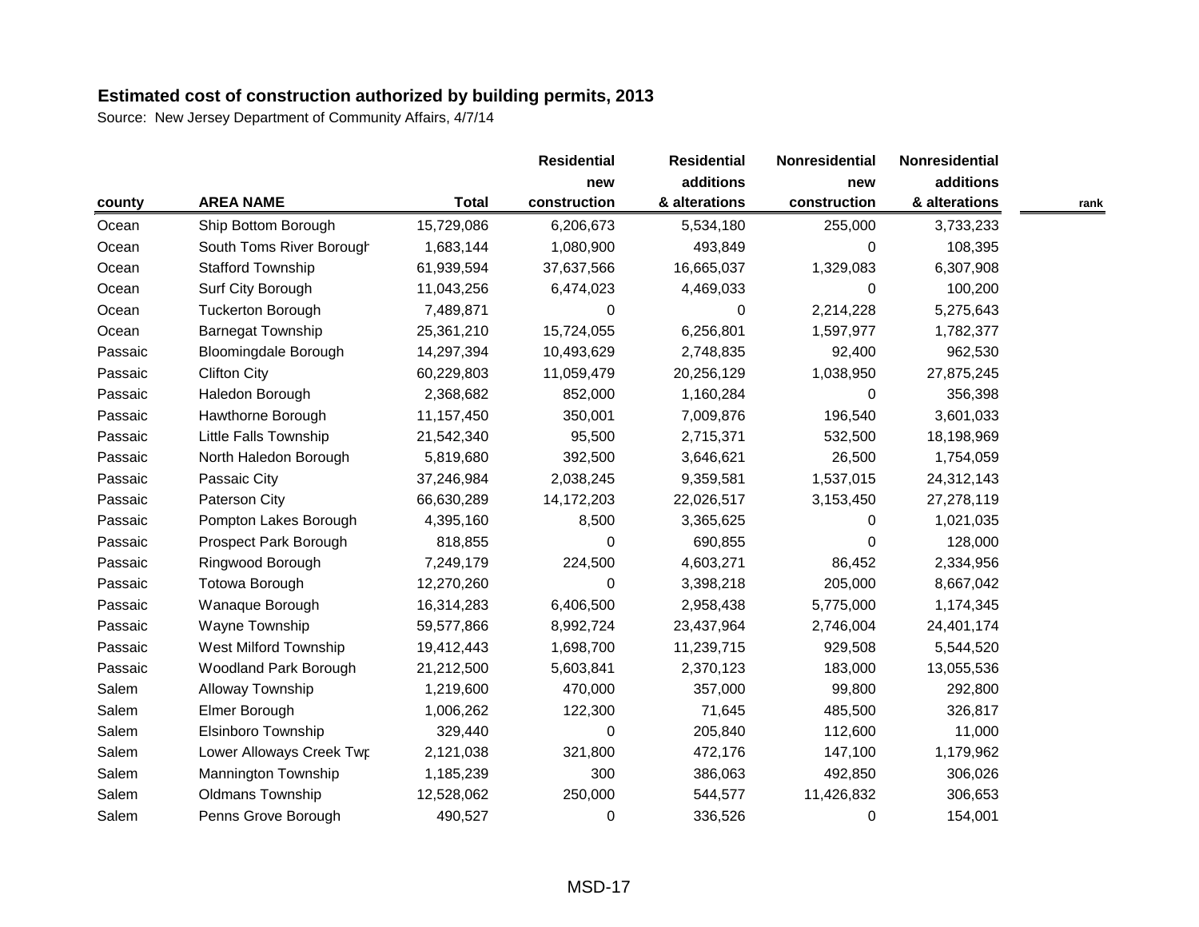**Estimated cost of construction authorized by building permits, 2013**

Source: New Jersey Department of Community Affairs, 4/7/14

| county | AREA NAME | Total | Residential new construction | Residential additions & alterations | Nonresidential new construction | Nonresidential additions & alterations | rank |
|---|---|---|---|---|---|---|---|
| Ocean | Ship Bottom Borough | 15,729,086 | 6,206,673 | 5,534,180 | 255,000 | 3,733,233 | |
| Ocean | South Toms River Borough | 1,683,144 | 1,080,900 | 493,849 | 0 | 108,395 | |
| Ocean | Stafford Township | 61,939,594 | 37,637,566 | 16,665,037 | 1,329,083 | 6,307,908 | |
| Ocean | Surf City Borough | 11,043,256 | 6,474,023 | 4,469,033 | 0 | 100,200 | |
| Ocean | Tuckerton Borough | 7,489,871 | 0 | 0 | 2,214,228 | 5,275,643 | |
| Ocean | Barnegat Township | 25,361,210 | 15,724,055 | 6,256,801 | 1,597,977 | 1,782,377 | |
| Passaic | Bloomingdale Borough | 14,297,394 | 10,493,629 | 2,748,835 | 92,400 | 962,530 | |
| Passaic | Clifton City | 60,229,803 | 11,059,479 | 20,256,129 | 1,038,950 | 27,875,245 | |
| Passaic | Haledon Borough | 2,368,682 | 852,000 | 1,160,284 | 0 | 356,398 | |
| Passaic | Hawthorne Borough | 11,157,450 | 350,001 | 7,009,876 | 196,540 | 3,601,033 | |
| Passaic | Little Falls Township | 21,542,340 | 95,500 | 2,715,371 | 532,500 | 18,198,969 | |
| Passaic | North Haledon Borough | 5,819,680 | 392,500 | 3,646,621 | 26,500 | 1,754,059 | |
| Passaic | Passaic City | 37,246,984 | 2,038,245 | 9,359,581 | 1,537,015 | 24,312,143 | |
| Passaic | Paterson City | 66,630,289 | 14,172,203 | 22,026,517 | 3,153,450 | 27,278,119 | |
| Passaic | Pompton Lakes Borough | 4,395,160 | 8,500 | 3,365,625 | 0 | 1,021,035 | |
| Passaic | Prospect Park Borough | 818,855 | 0 | 690,855 | 0 | 128,000 | |
| Passaic | Ringwood Borough | 7,249,179 | 224,500 | 4,603,271 | 86,452 | 2,334,956 | |
| Passaic | Totowa Borough | 12,270,260 | 0 | 3,398,218 | 205,000 | 8,667,042 | |
| Passaic | Wanaque Borough | 16,314,283 | 6,406,500 | 2,958,438 | 5,775,000 | 1,174,345 | |
| Passaic | Wayne Township | 59,577,866 | 8,992,724 | 23,437,964 | 2,746,004 | 24,401,174 | |
| Passaic | West Milford Township | 19,412,443 | 1,698,700 | 11,239,715 | 929,508 | 5,544,520 | |
| Passaic | Woodland Park Borough | 21,212,500 | 5,603,841 | 2,370,123 | 183,000 | 13,055,536 | |
| Salem | Alloway Township | 1,219,600 | 470,000 | 357,000 | 99,800 | 292,800 | |
| Salem | Elmer Borough | 1,006,262 | 122,300 | 71,645 | 485,500 | 326,817 | |
| Salem | Elsinboro Township | 329,440 | 0 | 205,840 | 112,600 | 11,000 | |
| Salem | Lower Alloways Creek Twp | 2,121,038 | 321,800 | 472,176 | 147,100 | 1,179,962 | |
| Salem | Mannington Township | 1,185,239 | 300 | 386,063 | 492,850 | 306,026 | |
| Salem | Oldmans Township | 12,528,062 | 250,000 | 544,577 | 11,426,832 | 306,653 | |
| Salem | Penns Grove Borough | 490,527 | 0 | 336,526 | 0 | 154,001 | |

MSD-17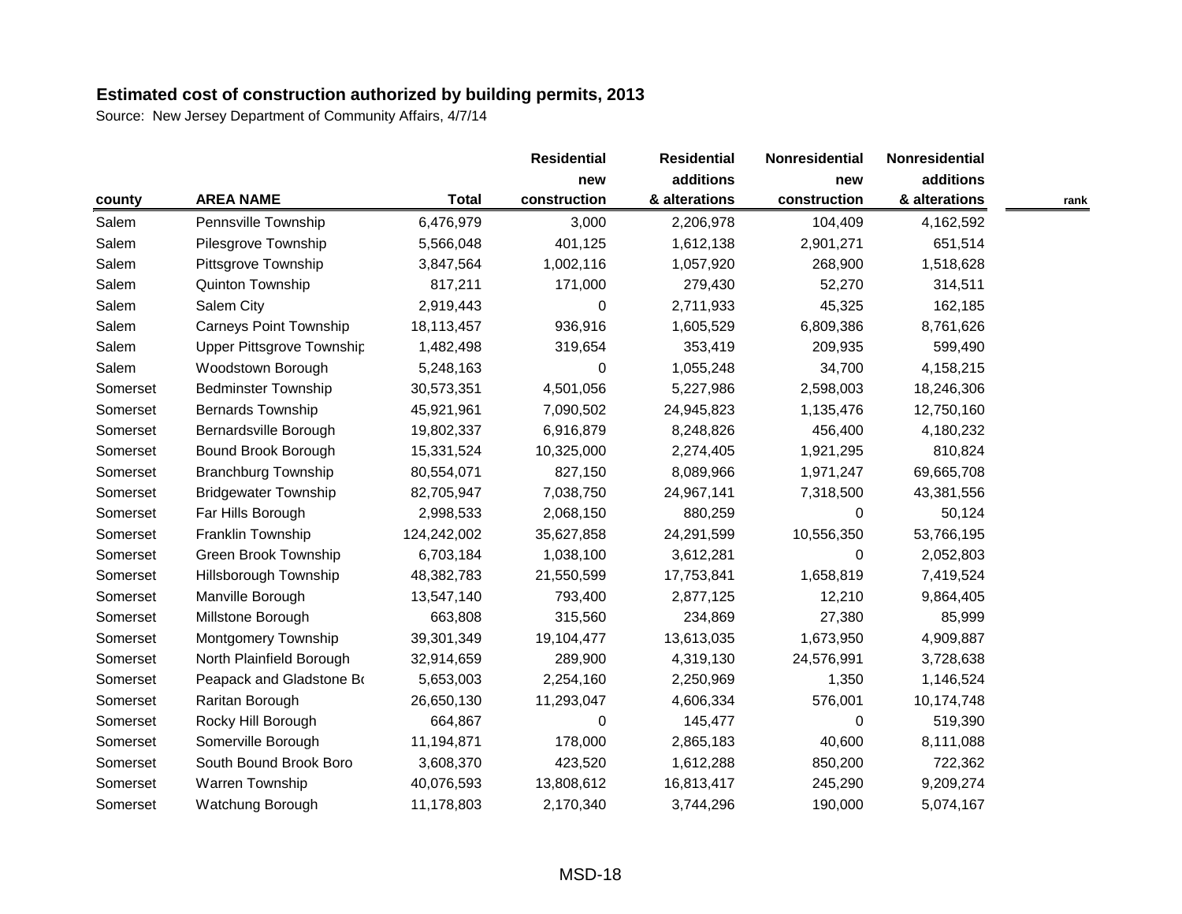**Estimated cost of construction authorized by building permits, 2013**

Source: New Jersey Department of Community Affairs, 4/7/14

| county | AREA NAME | Total | Residential new construction | Residential additions & alterations | Nonresidential new construction | Nonresidential additions & alterations | rank |
|---|---|---|---|---|---|---|---|
| Salem | Pennsville Township | 6,476,979 | 3,000 | 2,206,978 | 104,409 | 4,162,592 | |
| Salem | Pilesgrove Township | 5,566,048 | 401,125 | 1,612,138 | 2,901,271 | 651,514 | |
| Salem | Pittsgrove Township | 3,847,564 | 1,002,116 | 1,057,920 | 268,900 | 1,518,628 | |
| Salem | Quinton Township | 817,211 | 171,000 | 279,430 | 52,270 | 314,511 | |
| Salem | Salem City | 2,919,443 | 0 | 2,711,933 | 45,325 | 162,185 | |
| Salem | Carneys Point Township | 18,113,457 | 936,916 | 1,605,529 | 6,809,386 | 8,761,626 | |
| Salem | Upper Pittsgrove Township | 1,482,498 | 319,654 | 353,419 | 209,935 | 599,490 | |
| Salem | Woodstown Borough | 5,248,163 | 0 | 1,055,248 | 34,700 | 4,158,215 | |
| Somerset | Bedminster Township | 30,573,351 | 4,501,056 | 5,227,986 | 2,598,003 | 18,246,306 | |
| Somerset | Bernards Township | 45,921,961 | 7,090,502 | 24,945,823 | 1,135,476 | 12,750,160 | |
| Somerset | Bernardsville Borough | 19,802,337 | 6,916,879 | 8,248,826 | 456,400 | 4,180,232 | |
| Somerset | Bound Brook Borough | 15,331,524 | 10,325,000 | 2,274,405 | 1,921,295 | 810,824 | |
| Somerset | Branchburg Township | 80,554,071 | 827,150 | 8,089,966 | 1,971,247 | 69,665,708 | |
| Somerset | Bridgewater Township | 82,705,947 | 7,038,750 | 24,967,141 | 7,318,500 | 43,381,556 | |
| Somerset | Far Hills Borough | 2,998,533 | 2,068,150 | 880,259 | 0 | 50,124 | |
| Somerset | Franklin Township | 124,242,002 | 35,627,858 | 24,291,599 | 10,556,350 | 53,766,195 | |
| Somerset | Green Brook Township | 6,703,184 | 1,038,100 | 3,612,281 | 0 | 2,052,803 | |
| Somerset | Hillsborough Township | 48,382,783 | 21,550,599 | 17,753,841 | 1,658,819 | 7,419,524 | |
| Somerset | Manville Borough | 13,547,140 | 793,400 | 2,877,125 | 12,210 | 9,864,405 | |
| Somerset | Millstone Borough | 663,808 | 315,560 | 234,869 | 27,380 | 85,999 | |
| Somerset | Montgomery Township | 39,301,349 | 19,104,477 | 13,613,035 | 1,673,950 | 4,909,887 | |
| Somerset | North Plainfield Borough | 32,914,659 | 289,900 | 4,319,130 | 24,576,991 | 3,728,638 | |
| Somerset | Peapack and Gladstone Bo | 5,653,003 | 2,254,160 | 2,250,969 | 1,350 | 1,146,524 | |
| Somerset | Raritan Borough | 26,650,130 | 11,293,047 | 4,606,334 | 576,001 | 10,174,748 | |
| Somerset | Rocky Hill Borough | 664,867 | 0 | 145,477 | 0 | 519,390 | |
| Somerset | Somerville Borough | 11,194,871 | 178,000 | 2,865,183 | 40,600 | 8,111,088 | |
| Somerset | South Bound Brook Boro | 3,608,370 | 423,520 | 1,612,288 | 850,200 | 722,362 | |
| Somerset | Warren Township | 40,076,593 | 13,808,612 | 16,813,417 | 245,290 | 9,209,274 | |
| Somerset | Watchung Borough | 11,178,803 | 2,170,340 | 3,744,296 | 190,000 | 5,074,167 | |

MSD-18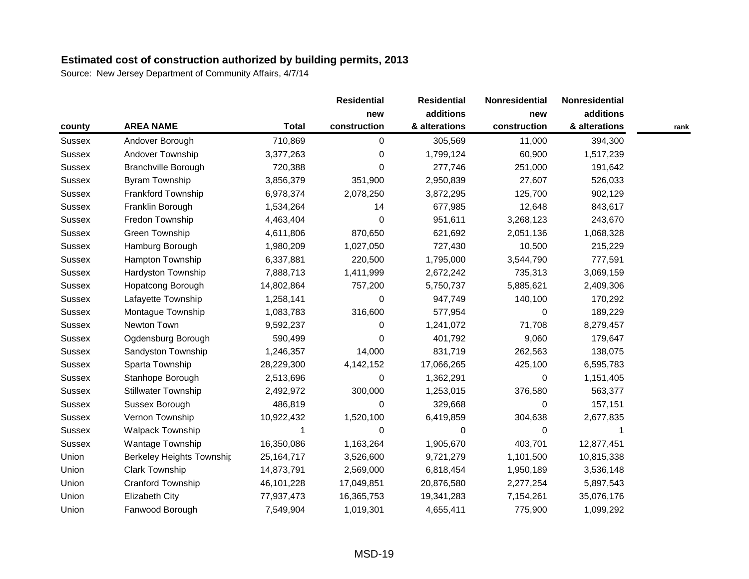**Estimated cost of construction authorized by building permits, 2013**

Source: New Jersey Department of Community Affairs, 4/7/14

| county | AREA NAME | Total | Residential new construction | Residential additions & alterations | Nonresidential new construction | Nonresidential additions & alterations | rank |
|---|---|---|---|---|---|---|---|
| Sussex | Andover Borough | 710,869 | 0 | 305,569 | 11,000 | 394,300 | |
| Sussex | Andover Township | 3,377,263 | 0 | 1,799,124 | 60,900 | 1,517,239 | |
| Sussex | Branchville Borough | 720,388 | 0 | 277,746 | 251,000 | 191,642 | |
| Sussex | Byram Township | 3,856,379 | 351,900 | 2,950,839 | 27,607 | 526,033 | |
| Sussex | Frankford Township | 6,978,374 | 2,078,250 | 3,872,295 | 125,700 | 902,129 | |
| Sussex | Franklin Borough | 1,534,264 | 14 | 677,985 | 12,648 | 843,617 | |
| Sussex | Fredon Township | 4,463,404 | 0 | 951,611 | 3,268,123 | 243,670 | |
| Sussex | Green Township | 4,611,806 | 870,650 | 621,692 | 2,051,136 | 1,068,328 | |
| Sussex | Hamburg Borough | 1,980,209 | 1,027,050 | 727,430 | 10,500 | 215,229 | |
| Sussex | Hampton Township | 6,337,881 | 220,500 | 1,795,000 | 3,544,790 | 777,591 | |
| Sussex | Hardyston Township | 7,888,713 | 1,411,999 | 2,672,242 | 735,313 | 3,069,159 | |
| Sussex | Hopatcong Borough | 14,802,864 | 757,200 | 5,750,737 | 5,885,621 | 2,409,306 | |
| Sussex | Lafayette Township | 1,258,141 | 0 | 947,749 | 140,100 | 170,292 | |
| Sussex | Montague Township | 1,083,783 | 316,600 | 577,954 | 0 | 189,229 | |
| Sussex | Newton Town | 9,592,237 | 0 | 1,241,072 | 71,708 | 8,279,457 | |
| Sussex | Ogdensburg Borough | 590,499 | 0 | 401,792 | 9,060 | 179,647 | |
| Sussex | Sandyston Township | 1,246,357 | 14,000 | 831,719 | 262,563 | 138,075 | |
| Sussex | Sparta Township | 28,229,300 | 4,142,152 | 17,066,265 | 425,100 | 6,595,783 | |
| Sussex | Stanhope Borough | 2,513,696 | 0 | 1,362,291 | 0 | 1,151,405 | |
| Sussex | Stillwater Township | 2,492,972 | 300,000 | 1,253,015 | 376,580 | 563,377 | |
| Sussex | Sussex Borough | 486,819 | 0 | 329,668 | 0 | 157,151 | |
| Sussex | Vernon Township | 10,922,432 | 1,520,100 | 6,419,859 | 304,638 | 2,677,835 | |
| Sussex | Walpack Township | 1 | 0 | 0 | 0 | 1 | |
| Sussex | Wantage Township | 16,350,086 | 1,163,264 | 1,905,670 | 403,701 | 12,877,451 | |
| Union | Berkeley Heights Township | 25,164,717 | 3,526,600 | 9,721,279 | 1,101,500 | 10,815,338 | |
| Union | Clark Township | 14,873,791 | 2,569,000 | 6,818,454 | 1,950,189 | 3,536,148 | |
| Union | Cranford Township | 46,101,228 | 17,049,851 | 20,876,580 | 2,277,254 | 5,897,543 | |
| Union | Elizabeth City | 77,937,473 | 16,365,753 | 19,341,283 | 7,154,261 | 35,076,176 | |
| Union | Fanwood Borough | 7,549,904 | 1,019,301 | 4,655,411 | 775,900 | 1,099,292 | |

MSD-19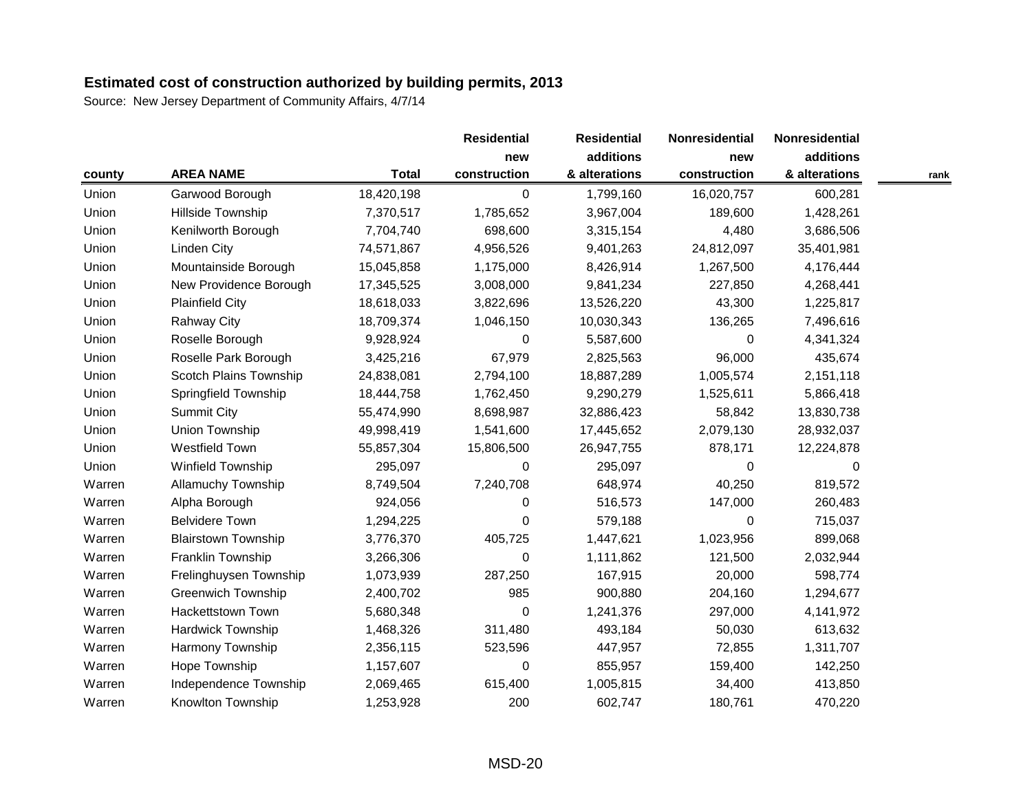**Estimated cost of construction authorized by building permits, 2013**

Source: New Jersey Department of Community Affairs, 4/7/14

| county | AREA NAME | Total | Residential new construction | Residential additions & alterations | Nonresidential new construction | Nonresidential additions & alterations | rank |
|---|---|---|---|---|---|---|---|
| Union | Garwood Borough | 18,420,198 | 0 | 1,799,160 | 16,020,757 | 600,281 | |
| Union | Hillside Township | 7,370,517 | 1,785,652 | 3,967,004 | 189,600 | 1,428,261 | |
| Union | Kenilworth Borough | 7,704,740 | 698,600 | 3,315,154 | 4,480 | 3,686,506 | |
| Union | Linden City | 74,571,867 | 4,956,526 | 9,401,263 | 24,812,097 | 35,401,981 | |
| Union | Mountainside Borough | 15,045,858 | 1,175,000 | 8,426,914 | 1,267,500 | 4,176,444 | |
| Union | New Providence Borough | 17,345,525 | 3,008,000 | 9,841,234 | 227,850 | 4,268,441 | |
| Union | Plainfield City | 18,618,033 | 3,822,696 | 13,526,220 | 43,300 | 1,225,817 | |
| Union | Rahway City | 18,709,374 | 1,046,150 | 10,030,343 | 136,265 | 7,496,616 | |
| Union | Roselle Borough | 9,928,924 | 0 | 5,587,600 | 0 | 4,341,324 | |
| Union | Roselle Park Borough | 3,425,216 | 67,979 | 2,825,563 | 96,000 | 435,674 | |
| Union | Scotch Plains Township | 24,838,081 | 2,794,100 | 18,887,289 | 1,005,574 | 2,151,118 | |
| Union | Springfield Township | 18,444,758 | 1,762,450 | 9,290,279 | 1,525,611 | 5,866,418 | |
| Union | Summit City | 55,474,990 | 8,698,987 | 32,886,423 | 58,842 | 13,830,738 | |
| Union | Union Township | 49,998,419 | 1,541,600 | 17,445,652 | 2,079,130 | 28,932,037 | |
| Union | Westfield Town | 55,857,304 | 15,806,500 | 26,947,755 | 878,171 | 12,224,878 | |
| Union | Winfield Township | 295,097 | 0 | 295,097 | 0 | 0 | |
| Warren | Allamuchy Township | 8,749,504 | 7,240,708 | 648,974 | 40,250 | 819,572 | |
| Warren | Alpha Borough | 924,056 | 0 | 516,573 | 147,000 | 260,483 | |
| Warren | Belvidere Town | 1,294,225 | 0 | 579,188 | 0 | 715,037 | |
| Warren | Blairstown Township | 3,776,370 | 405,725 | 1,447,621 | 1,023,956 | 899,068 | |
| Warren | Franklin Township | 3,266,306 | 0 | 1,111,862 | 121,500 | 2,032,944 | |
| Warren | Frelinghuysen Township | 1,073,939 | 287,250 | 167,915 | 20,000 | 598,774 | |
| Warren | Greenwich Township | 2,400,702 | 985 | 900,880 | 204,160 | 1,294,677 | |
| Warren | Hackettstown Town | 5,680,348 | 0 | 1,241,376 | 297,000 | 4,141,972 | |
| Warren | Hardwick Township | 1,468,326 | 311,480 | 493,184 | 50,030 | 613,632 | |
| Warren | Harmony Township | 2,356,115 | 523,596 | 447,957 | 72,855 | 1,311,707 | |
| Warren | Hope Township | 1,157,607 | 0 | 855,957 | 159,400 | 142,250 | |
| Warren | Independence Township | 2,069,465 | 615,400 | 1,005,815 | 34,400 | 413,850 | |
| Warren | Knowlton Township | 1,253,928 | 200 | 602,747 | 180,761 | 470,220 | |

MSD-20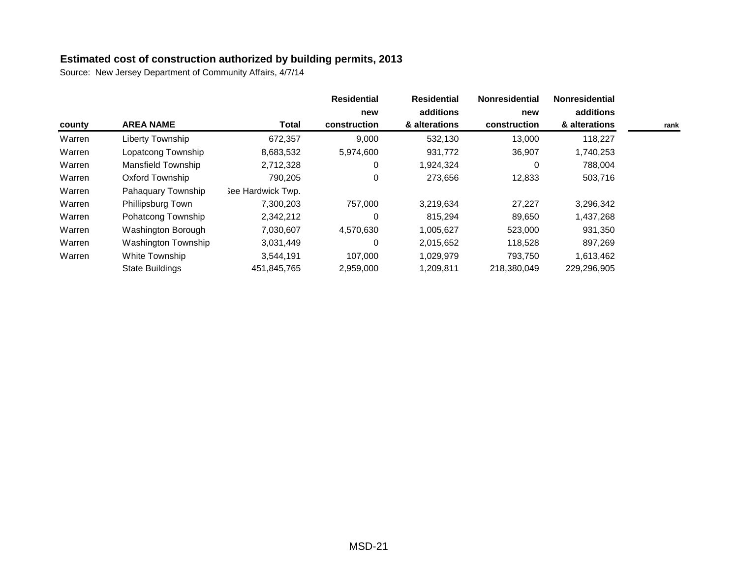**Estimated cost of construction authorized by building permits, 2013**

Source: New Jersey Department of Community Affairs, 4/7/14

| county | AREA NAME | Total | Residential new construction | Residential additions & alterations | Nonresidential new construction | Nonresidential additions & alterations | rank |
|---|---|---|---|---|---|---|---|
| Warren | Liberty Township | 672,357 | 9,000 | 532,130 | 13,000 | 118,227 | |
| Warren | Lopatcong Township | 8,683,532 | 5,974,600 | 931,772 | 36,907 | 1,740,253 | |
| Warren | Mansfield Township | 2,712,328 | 0 | 1,924,324 | 0 | 788,004 | |
| Warren | Oxford Township | 790,205 | 0 | 273,656 | 12,833 | 503,716 | |
| Warren | Pahaquary Township | See Hardwick Twp. | | | | | |
| Warren | Phillipsburg Town | 7,300,203 | 757,000 | 3,219,634 | 27,227 | 3,296,342 | |
| Warren | Pohatcong Township | 2,342,212 | 0 | 815,294 | 89,650 | 1,437,268 | |
| Warren | Washington Borough | 7,030,607 | 4,570,630 | 1,005,627 | 523,000 | 931,350 | |
| Warren | Washington Township | 3,031,449 | 0 | 2,015,652 | 118,528 | 897,269 | |
| Warren | White Township | 3,544,191 | 107,000 | 1,029,979 | 793,750 | 1,613,462 | |
| | State Buildings | 451,845,765 | 2,959,000 | 1,209,811 | 218,380,049 | 229,296,905 | |

MSD-21